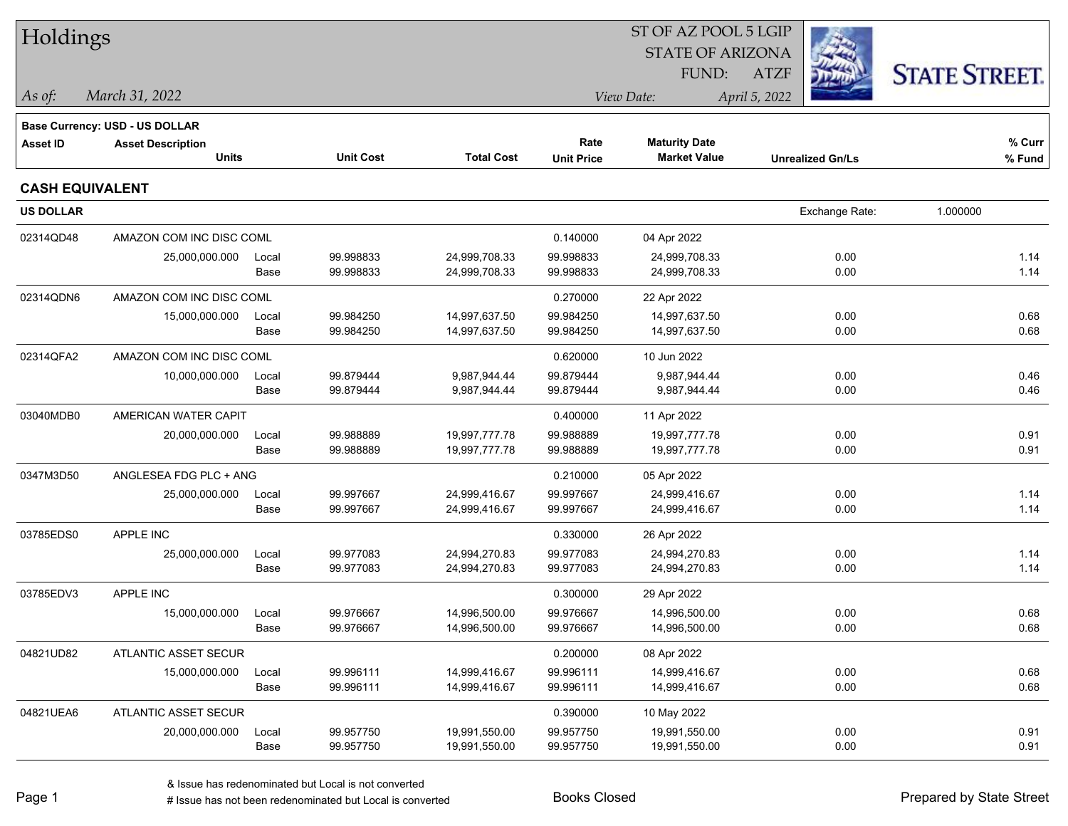# Holdings

ST OF AZ POOL 5 LGIP
STATE OF ARIZONA
FUND: ATZF

*As of:* *March 31, 2022*

*View Date:* *April 5, 2022*

STATE STREET.

**Base Currency: USD - US DOLLAR**

| Asset ID | Asset Description / Units | | Unit Cost | Total Cost | Rate / Unit Price | Maturity Date / Market Value | Unrealized Gn/Ls | % Curr / % Fund |
|---|---|---|---|---|---|---|---|---|

## CASH EQUIVALENT

**US DOLLAR** — Exchange Rate: 1.000000

| Asset ID | Asset Description / Units | | Unit Cost | Total Cost | Rate / Unit Price | Maturity Date / Market Value | Unrealized Gn/Ls | % Curr / % Fund |
|---|---|---|---|---|---|---|---|---|
| 02314QD48 | AMAZON COM INC DISC COML | | | | 0.140000 | 04 Apr 2022 | | |
| | 25,000,000.000 | Local | 99.998833 | 24,999,708.33 | 99.998833 | 24,999,708.33 | 0.00 | 1.14 |
| | | Base | 99.998833 | 24,999,708.33 | 99.998833 | 24,999,708.33 | 0.00 | 1.14 |
| 02314QDN6 | AMAZON COM INC DISC COML | | | | 0.270000 | 22 Apr 2022 | | |
| | 15,000,000.000 | Local | 99.984250 | 14,997,637.50 | 99.984250 | 14,997,637.50 | 0.00 | 0.68 |
| | | Base | 99.984250 | 14,997,637.50 | 99.984250 | 14,997,637.50 | 0.00 | 0.68 |
| 02314QFA2 | AMAZON COM INC DISC COML | | | | 0.620000 | 10 Jun 2022 | | |
| | 10,000,000.000 | Local | 99.879444 | 9,987,944.44 | 99.879444 | 9,987,944.44 | 0.00 | 0.46 |
| | | Base | 99.879444 | 9,987,944.44 | 99.879444 | 9,987,944.44 | 0.00 | 0.46 |
| 03040MDB0 | AMERICAN WATER CAPIT | | | | 0.400000 | 11 Apr 2022 | | |
| | 20,000,000.000 | Local | 99.988889 | 19,997,777.78 | 99.988889 | 19,997,777.78 | 0.00 | 0.91 |
| | | Base | 99.988889 | 19,997,777.78 | 99.988889 | 19,997,777.78 | 0.00 | 0.91 |
| 0347M3D50 | ANGLESEA FDG PLC + ANG | | | | 0.210000 | 05 Apr 2022 | | |
| | 25,000,000.000 | Local | 99.997667 | 24,999,416.67 | 99.997667 | 24,999,416.67 | 0.00 | 1.14 |
| | | Base | 99.997667 | 24,999,416.67 | 99.997667 | 24,999,416.67 | 0.00 | 1.14 |
| 03785EDS0 | APPLE INC | | | | 0.330000 | 26 Apr 2022 | | |
| | 25,000,000.000 | Local | 99.977083 | 24,994,270.83 | 99.977083 | 24,994,270.83 | 0.00 | 1.14 |
| | | Base | 99.977083 | 24,994,270.83 | 99.977083 | 24,994,270.83 | 0.00 | 1.14 |
| 03785EDV3 | APPLE INC | | | | 0.300000 | 29 Apr 2022 | | |
| | 15,000,000.000 | Local | 99.976667 | 14,996,500.00 | 99.976667 | 14,996,500.00 | 0.00 | 0.68 |
| | | Base | 99.976667 | 14,996,500.00 | 99.976667 | 14,996,500.00 | 0.00 | 0.68 |
| 04821UD82 | ATLANTIC ASSET SECUR | | | | 0.200000 | 08 Apr 2022 | | |
| | 15,000,000.000 | Local | 99.996111 | 14,999,416.67 | 99.996111 | 14,999,416.67 | 0.00 | 0.68 |
| | | Base | 99.996111 | 14,999,416.67 | 99.996111 | 14,999,416.67 | 0.00 | 0.68 |
| 04821UEA6 | ATLANTIC ASSET SECUR | | | | 0.390000 | 10 May 2022 | | |
| | 20,000,000.000 | Local | 99.957750 | 19,991,550.00 | 99.957750 | 19,991,550.00 | 0.00 | 0.91 |
| | | Base | 99.957750 | 19,991,550.00 | 99.957750 | 19,991,550.00 | 0.00 | 0.91 |

& Issue has redenominated but Local is not converted
# Issue has not been redenominated but Local is converted

Books Closed

Prepared by State Street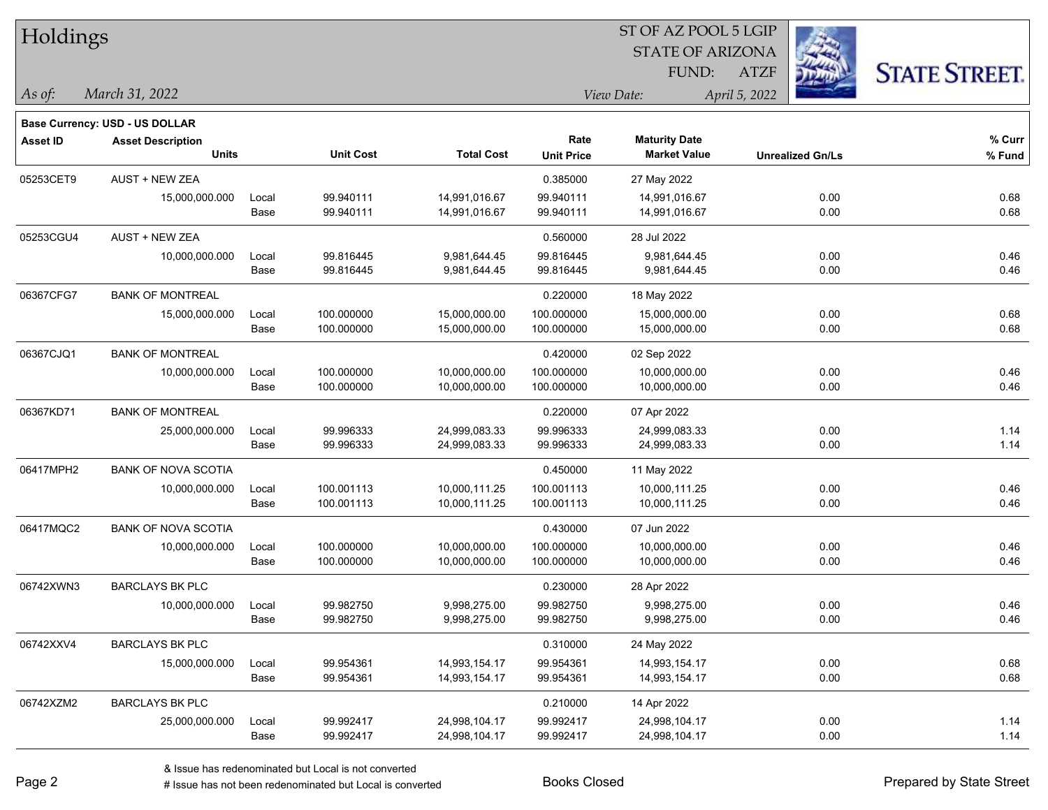# Holdings

ST OF AZ POOL 5 LGIP
STATE OF ARIZONA
FUND: ATZF

*As of:* *March 31, 2022*

*View Date:* *April 5, 2022*

**Base Currency: USD - US DOLLAR**

| Asset ID | Asset Description / Units | | Unit Cost | Total Cost | Rate / Unit Price | Maturity Date / Market Value | Unrealized Gn/Ls | % Curr / % Fund |
|---|---|---|---|---|---|---|---|---|
| 05253CET9 | AUST + NEW ZEA | | | | 0.385000 | 27 May 2022 | | |
| | 15,000,000.000 | Local | 99.940111 | 14,991,016.67 | 99.940111 | 14,991,016.67 | 0.00 | 0.68 |
| | | Base | 99.940111 | 14,991,016.67 | 99.940111 | 14,991,016.67 | 0.00 | 0.68 |
| 05253CGU4 | AUST + NEW ZEA | | | | 0.560000 | 28 Jul 2022 | | |
| | 10,000,000.000 | Local | 99.816445 | 9,981,644.45 | 99.816445 | 9,981,644.45 | 0.00 | 0.46 |
| | | Base | 99.816445 | 9,981,644.45 | 99.816445 | 9,981,644.45 | 0.00 | 0.46 |
| 06367CFG7 | BANK OF MONTREAL | | | | 0.220000 | 18 May 2022 | | |
| | 15,000,000.000 | Local | 100.000000 | 15,000,000.00 | 100.000000 | 15,000,000.00 | 0.00 | 0.68 |
| | | Base | 100.000000 | 15,000,000.00 | 100.000000 | 15,000,000.00 | 0.00 | 0.68 |
| 06367CJQ1 | BANK OF MONTREAL | | | | 0.420000 | 02 Sep 2022 | | |
| | 10,000,000.000 | Local | 100.000000 | 10,000,000.00 | 100.000000 | 10,000,000.00 | 0.00 | 0.46 |
| | | Base | 100.000000 | 10,000,000.00 | 100.000000 | 10,000,000.00 | 0.00 | 0.46 |
| 06367KD71 | BANK OF MONTREAL | | | | 0.220000 | 07 Apr 2022 | | |
| | 25,000,000.000 | Local | 99.996333 | 24,999,083.33 | 99.996333 | 24,999,083.33 | 0.00 | 1.14 |
| | | Base | 99.996333 | 24,999,083.33 | 99.996333 | 24,999,083.33 | 0.00 | 1.14 |
| 06417MPH2 | BANK OF NOVA SCOTIA | | | | 0.450000 | 11 May 2022 | | |
| | 10,000,000.000 | Local | 100.001113 | 10,000,111.25 | 100.001113 | 10,000,111.25 | 0.00 | 0.46 |
| | | Base | 100.001113 | 10,000,111.25 | 100.001113 | 10,000,111.25 | 0.00 | 0.46 |
| 06417MQC2 | BANK OF NOVA SCOTIA | | | | 0.430000 | 07 Jun 2022 | | |
| | 10,000,000.000 | Local | 100.000000 | 10,000,000.00 | 100.000000 | 10,000,000.00 | 0.00 | 0.46 |
| | | Base | 100.000000 | 10,000,000.00 | 100.000000 | 10,000,000.00 | 0.00 | 0.46 |
| 06742XWN3 | BARCLAYS BK PLC | | | | 0.230000 | 28 Apr 2022 | | |
| | 10,000,000.000 | Local | 99.982750 | 9,998,275.00 | 99.982750 | 9,998,275.00 | 0.00 | 0.46 |
| | | Base | 99.982750 | 9,998,275.00 | 99.982750 | 9,998,275.00 | 0.00 | 0.46 |
| 06742XXV4 | BARCLAYS BK PLC | | | | 0.310000 | 24 May 2022 | | |
| | 15,000,000.000 | Local | 99.954361 | 14,993,154.17 | 99.954361 | 14,993,154.17 | 0.00 | 0.68 |
| | | Base | 99.954361 | 14,993,154.17 | 99.954361 | 14,993,154.17 | 0.00 | 0.68 |
| 06742XZM2 | BARCLAYS BK PLC | | | | 0.210000 | 14 Apr 2022 | | |
| | 25,000,000.000 | Local | 99.992417 | 24,998,104.17 | 99.992417 | 24,998,104.17 | 0.00 | 1.14 |
| | | Base | 99.992417 | 24,998,104.17 | 99.992417 | 24,998,104.17 | 0.00 | 1.14 |

& Issue has redenominated but Local is not converted
# Issue has not been redenominated but Local is converted

Books Closed

Prepared by State Street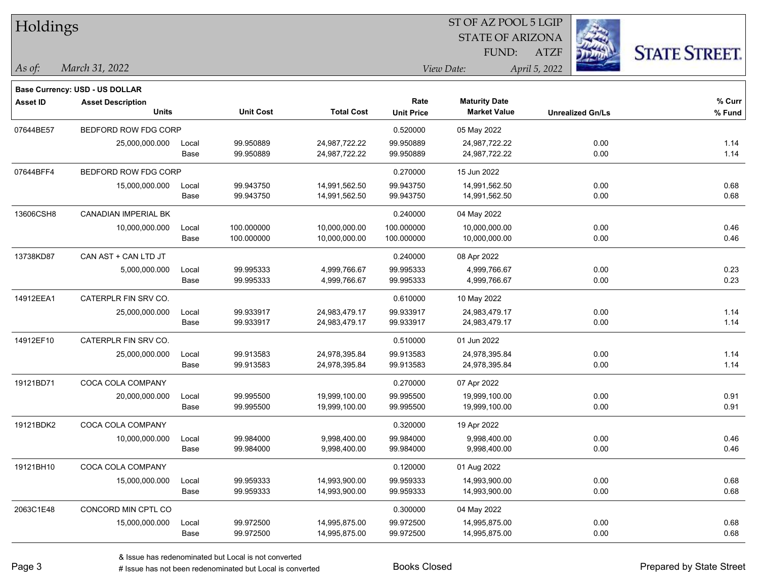# Holdings

ST OF AZ POOL 5 LGIP
STATE OF ARIZONA
FUND: ATZF

*As of:* *March 31, 2022*

*View Date:* *April 5, 2022*

**Base Currency: USD - US DOLLAR**

| Asset ID | Asset Description / Units | | Unit Cost | Total Cost | Rate / Unit Price | Maturity Date / Market Value | Unrealized Gn/Ls | % Curr / % Fund |
|---|---|---|---|---|---|---|---|---|
| 07644BE57 | BEDFORD ROW FDG CORP | | | | 0.520000 | 05 May 2022 | | |
| | 25,000,000.000 | Local | 99.950889 | 24,987,722.22 | 99.950889 | 24,987,722.22 | 0.00 | 1.14 |
| | | Base | 99.950889 | 24,987,722.22 | 99.950889 | 24,987,722.22 | 0.00 | 1.14 |
| 07644BFF4 | BEDFORD ROW FDG CORP | | | | 0.270000 | 15 Jun 2022 | | |
| | 15,000,000.000 | Local | 99.943750 | 14,991,562.50 | 99.943750 | 14,991,562.50 | 0.00 | 0.68 |
| | | Base | 99.943750 | 14,991,562.50 | 99.943750 | 14,991,562.50 | 0.00 | 0.68 |
| 13606CSH8 | CANADIAN IMPERIAL BK | | | | 0.240000 | 04 May 2022 | | |
| | 10,000,000.000 | Local | 100.000000 | 10,000,000.00 | 100.000000 | 10,000,000.00 | 0.00 | 0.46 |
| | | Base | 100.000000 | 10,000,000.00 | 100.000000 | 10,000,000.00 | 0.00 | 0.46 |
| 13738KD87 | CAN AST + CAN LTD JT | | | | 0.240000 | 08 Apr 2022 | | |
| | 5,000,000.000 | Local | 99.995333 | 4,999,766.67 | 99.995333 | 4,999,766.67 | 0.00 | 0.23 |
| | | Base | 99.995333 | 4,999,766.67 | 99.995333 | 4,999,766.67 | 0.00 | 0.23 |
| 14912EEA1 | CATERPLR FIN SRV CO. | | | | 0.610000 | 10 May 2022 | | |
| | 25,000,000.000 | Local | 99.933917 | 24,983,479.17 | 99.933917 | 24,983,479.17 | 0.00 | 1.14 |
| | | Base | 99.933917 | 24,983,479.17 | 99.933917 | 24,983,479.17 | 0.00 | 1.14 |
| 14912EF10 | CATERPLR FIN SRV CO. | | | | 0.510000 | 01 Jun 2022 | | |
| | 25,000,000.000 | Local | 99.913583 | 24,978,395.84 | 99.913583 | 24,978,395.84 | 0.00 | 1.14 |
| | | Base | 99.913583 | 24,978,395.84 | 99.913583 | 24,978,395.84 | 0.00 | 1.14 |
| 19121BD71 | COCA COLA COMPANY | | | | 0.270000 | 07 Apr 2022 | | |
| | 20,000,000.000 | Local | 99.995500 | 19,999,100.00 | 99.995500 | 19,999,100.00 | 0.00 | 0.91 |
| | | Base | 99.995500 | 19,999,100.00 | 99.995500 | 19,999,100.00 | 0.00 | 0.91 |
| 19121BDK2 | COCA COLA COMPANY | | | | 0.320000 | 19 Apr 2022 | | |
| | 10,000,000.000 | Local | 99.984000 | 9,998,400.00 | 99.984000 | 9,998,400.00 | 0.00 | 0.46 |
| | | Base | 99.984000 | 9,998,400.00 | 99.984000 | 9,998,400.00 | 0.00 | 0.46 |
| 19121BH10 | COCA COLA COMPANY | | | | 0.120000 | 01 Aug 2022 | | |
| | 15,000,000.000 | Local | 99.959333 | 14,993,900.00 | 99.959333 | 14,993,900.00 | 0.00 | 0.68 |
| | | Base | 99.959333 | 14,993,900.00 | 99.959333 | 14,993,900.00 | 0.00 | 0.68 |
| 2063C1E48 | CONCORD MIN CPTL CO | | | | 0.300000 | 04 May 2022 | | |
| | 15,000,000.000 | Local | 99.972500 | 14,995,875.00 | 99.972500 | 14,995,875.00 | 0.00 | 0.68 |
| | | Base | 99.972500 | 14,995,875.00 | 99.972500 | 14,995,875.00 | 0.00 | 0.68 |

& Issue has redenominated but Local is not converted
# Issue has not been redenominated but Local is converted

Books Closed

Prepared by State Street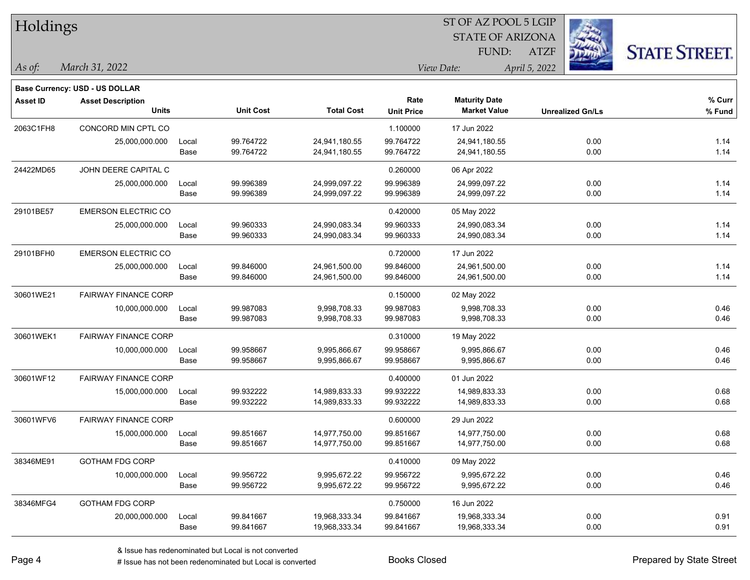# Holdings

ST OF AZ POOL 5 LGIP
STATE OF ARIZONA
FUND: ATZF

*As of:* *March 31, 2022*

*View Date:* *April 5, 2022*

**Base Currency: USD - US DOLLAR**

| Asset ID | Asset Description / Units | | Unit Cost | Total Cost | Rate / Unit Price | Maturity Date / Market Value | Unrealized Gn/Ls | % Curr / % Fund |
|---|---|---|---|---|---|---|---|---|
| 2063C1FH8 | CONCORD MIN CPTL CO | | | | 1.100000 | 17 Jun 2022 | | |
| | 25,000,000.000 | Local | 99.764722 | 24,941,180.55 | 99.764722 | 24,941,180.55 | 0.00 | 1.14 |
| | | Base | 99.764722 | 24,941,180.55 | 99.764722 | 24,941,180.55 | 0.00 | 1.14 |
| 24422MD65 | JOHN DEERE CAPITAL C | | | | 0.260000 | 06 Apr 2022 | | |
| | 25,000,000.000 | Local | 99.996389 | 24,999,097.22 | 99.996389 | 24,999,097.22 | 0.00 | 1.14 |
| | | Base | 99.996389 | 24,999,097.22 | 99.996389 | 24,999,097.22 | 0.00 | 1.14 |
| 29101BE57 | EMERSON ELECTRIC CO | | | | 0.420000 | 05 May 2022 | | |
| | 25,000,000.000 | Local | 99.960333 | 24,990,083.34 | 99.960333 | 24,990,083.34 | 0.00 | 1.14 |
| | | Base | 99.960333 | 24,990,083.34 | 99.960333 | 24,990,083.34 | 0.00 | 1.14 |
| 29101BFH0 | EMERSON ELECTRIC CO | | | | 0.720000 | 17 Jun 2022 | | |
| | 25,000,000.000 | Local | 99.846000 | 24,961,500.00 | 99.846000 | 24,961,500.00 | 0.00 | 1.14 |
| | | Base | 99.846000 | 24,961,500.00 | 99.846000 | 24,961,500.00 | 0.00 | 1.14 |
| 30601WE21 | FAIRWAY FINANCE CORP | | | | 0.150000 | 02 May 2022 | | |
| | 10,000,000.000 | Local | 99.987083 | 9,998,708.33 | 99.987083 | 9,998,708.33 | 0.00 | 0.46 |
| | | Base | 99.987083 | 9,998,708.33 | 99.987083 | 9,998,708.33 | 0.00 | 0.46 |
| 30601WEK1 | FAIRWAY FINANCE CORP | | | | 0.310000 | 19 May 2022 | | |
| | 10,000,000.000 | Local | 99.958667 | 9,995,866.67 | 99.958667 | 9,995,866.67 | 0.00 | 0.46 |
| | | Base | 99.958667 | 9,995,866.67 | 99.958667 | 9,995,866.67 | 0.00 | 0.46 |
| 30601WF12 | FAIRWAY FINANCE CORP | | | | 0.400000 | 01 Jun 2022 | | |
| | 15,000,000.000 | Local | 99.932222 | 14,989,833.33 | 99.932222 | 14,989,833.33 | 0.00 | 0.68 |
| | | Base | 99.932222 | 14,989,833.33 | 99.932222 | 14,989,833.33 | 0.00 | 0.68 |
| 30601WFV6 | FAIRWAY FINANCE CORP | | | | 0.600000 | 29 Jun 2022 | | |
| | 15,000,000.000 | Local | 99.851667 | 14,977,750.00 | 99.851667 | 14,977,750.00 | 0.00 | 0.68 |
| | | Base | 99.851667 | 14,977,750.00 | 99.851667 | 14,977,750.00 | 0.00 | 0.68 |
| 38346ME91 | GOTHAM FDG CORP | | | | 0.410000 | 09 May 2022 | | |
| | 10,000,000.000 | Local | 99.956722 | 9,995,672.22 | 99.956722 | 9,995,672.22 | 0.00 | 0.46 |
| | | Base | 99.956722 | 9,995,672.22 | 99.956722 | 9,995,672.22 | 0.00 | 0.46 |
| 38346MFG4 | GOTHAM FDG CORP | | | | 0.750000 | 16 Jun 2022 | | |
| | 20,000,000.000 | Local | 99.841667 | 19,968,333.34 | 99.841667 | 19,968,333.34 | 0.00 | 0.91 |
| | | Base | 99.841667 | 19,968,333.34 | 99.841667 | 19,968,333.34 | 0.00 | 0.91 |

& Issue has redenominated but Local is not converted
# Issue has not been redenominated but Local is converted

Books Closed

Prepared by State Street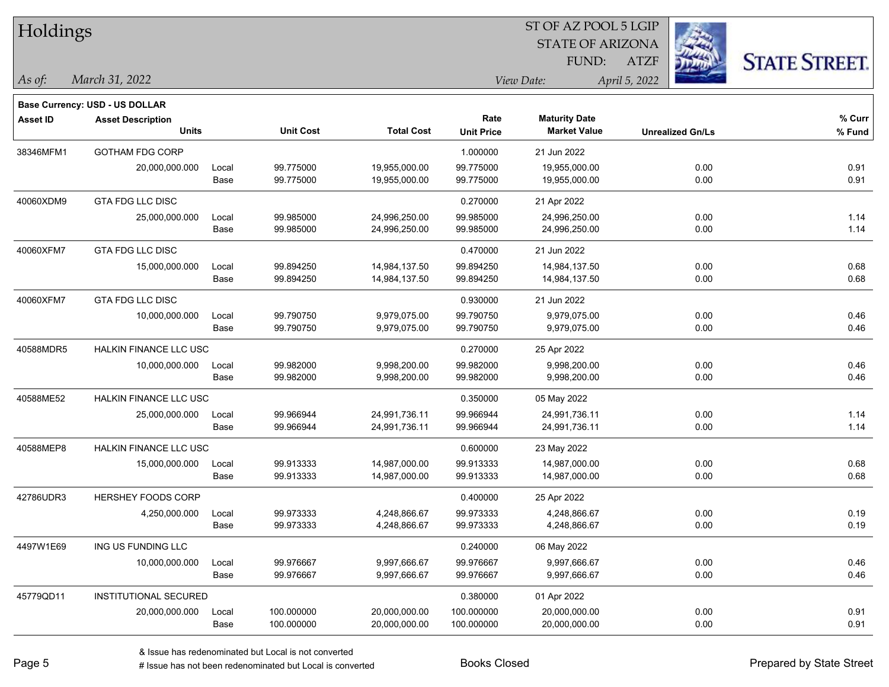# Holdings

ST OF AZ POOL 5 LGIP
STATE OF ARIZONA
FUND: ATZF

*As of:* *March 31, 2022*

*View Date:* *April 5, 2022*

**Base Currency: USD - US DOLLAR**

| Asset ID | Asset Description / Units | | Unit Cost | Total Cost | Rate / Unit Price | Maturity Date / Market Value | Unrealized Gn/Ls | % Curr / % Fund |
|---|---|---|---|---|---|---|---|---|
| 38346MFM1 | GOTHAM FDG CORP | | | | 1.000000 | 21 Jun 2022 | | |
| | 20,000,000.000 | Local | 99.775000 | 19,955,000.00 | 99.775000 | 19,955,000.00 | 0.00 | 0.91 |
| | | Base | 99.775000 | 19,955,000.00 | 99.775000 | 19,955,000.00 | 0.00 | 0.91 |
| 40060XDM9 | GTA FDG LLC DISC | | | | 0.270000 | 21 Apr 2022 | | |
| | 25,000,000.000 | Local | 99.985000 | 24,996,250.00 | 99.985000 | 24,996,250.00 | 0.00 | 1.14 |
| | | Base | 99.985000 | 24,996,250.00 | 99.985000 | 24,996,250.00 | 0.00 | 1.14 |
| 40060XFM7 | GTA FDG LLC DISC | | | | 0.470000 | 21 Jun 2022 | | |
| | 15,000,000.000 | Local | 99.894250 | 14,984,137.50 | 99.894250 | 14,984,137.50 | 0.00 | 0.68 |
| | | Base | 99.894250 | 14,984,137.50 | 99.894250 | 14,984,137.50 | 0.00 | 0.68 |
| 40060XFM7 | GTA FDG LLC DISC | | | | 0.930000 | 21 Jun 2022 | | |
| | 10,000,000.000 | Local | 99.790750 | 9,979,075.00 | 99.790750 | 9,979,075.00 | 0.00 | 0.46 |
| | | Base | 99.790750 | 9,979,075.00 | 99.790750 | 9,979,075.00 | 0.00 | 0.46 |
| 40588MDR5 | HALKIN FINANCE LLC USC | | | | 0.270000 | 25 Apr 2022 | | |
| | 10,000,000.000 | Local | 99.982000 | 9,998,200.00 | 99.982000 | 9,998,200.00 | 0.00 | 0.46 |
| | | Base | 99.982000 | 9,998,200.00 | 99.982000 | 9,998,200.00 | 0.00 | 0.46 |
| 40588ME52 | HALKIN FINANCE LLC USC | | | | 0.350000 | 05 May 2022 | | |
| | 25,000,000.000 | Local | 99.966944 | 24,991,736.11 | 99.966944 | 24,991,736.11 | 0.00 | 1.14 |
| | | Base | 99.966944 | 24,991,736.11 | 99.966944 | 24,991,736.11 | 0.00 | 1.14 |
| 40588MEP8 | HALKIN FINANCE LLC USC | | | | 0.600000 | 23 May 2022 | | |
| | 15,000,000.000 | Local | 99.913333 | 14,987,000.00 | 99.913333 | 14,987,000.00 | 0.00 | 0.68 |
| | | Base | 99.913333 | 14,987,000.00 | 99.913333 | 14,987,000.00 | 0.00 | 0.68 |
| 42786UDR3 | HERSHEY FOODS CORP | | | | 0.400000 | 25 Apr 2022 | | |
| | 4,250,000.000 | Local | 99.973333 | 4,248,866.67 | 99.973333 | 4,248,866.67 | 0.00 | 0.19 |
| | | Base | 99.973333 | 4,248,866.67 | 99.973333 | 4,248,866.67 | 0.00 | 0.19 |
| 4497W1E69 | ING US FUNDING LLC | | | | 0.240000 | 06 May 2022 | | |
| | 10,000,000.000 | Local | 99.976667 | 9,997,666.67 | 99.976667 | 9,997,666.67 | 0.00 | 0.46 |
| | | Base | 99.976667 | 9,997,666.67 | 99.976667 | 9,997,666.67 | 0.00 | 0.46 |
| 45779QD11 | INSTITUTIONAL SECURED | | | | 0.380000 | 01 Apr 2022 | | |
| | 20,000,000.000 | Local | 100.000000 | 20,000,000.00 | 100.000000 | 20,000,000.00 | 0.00 | 0.91 |
| | | Base | 100.000000 | 20,000,000.00 | 100.000000 | 20,000,000.00 | 0.00 | 0.91 |

& Issue has redenominated but Local is not converted
# Issue has not been redenominated but Local is converted

Books Closed

Prepared by State Street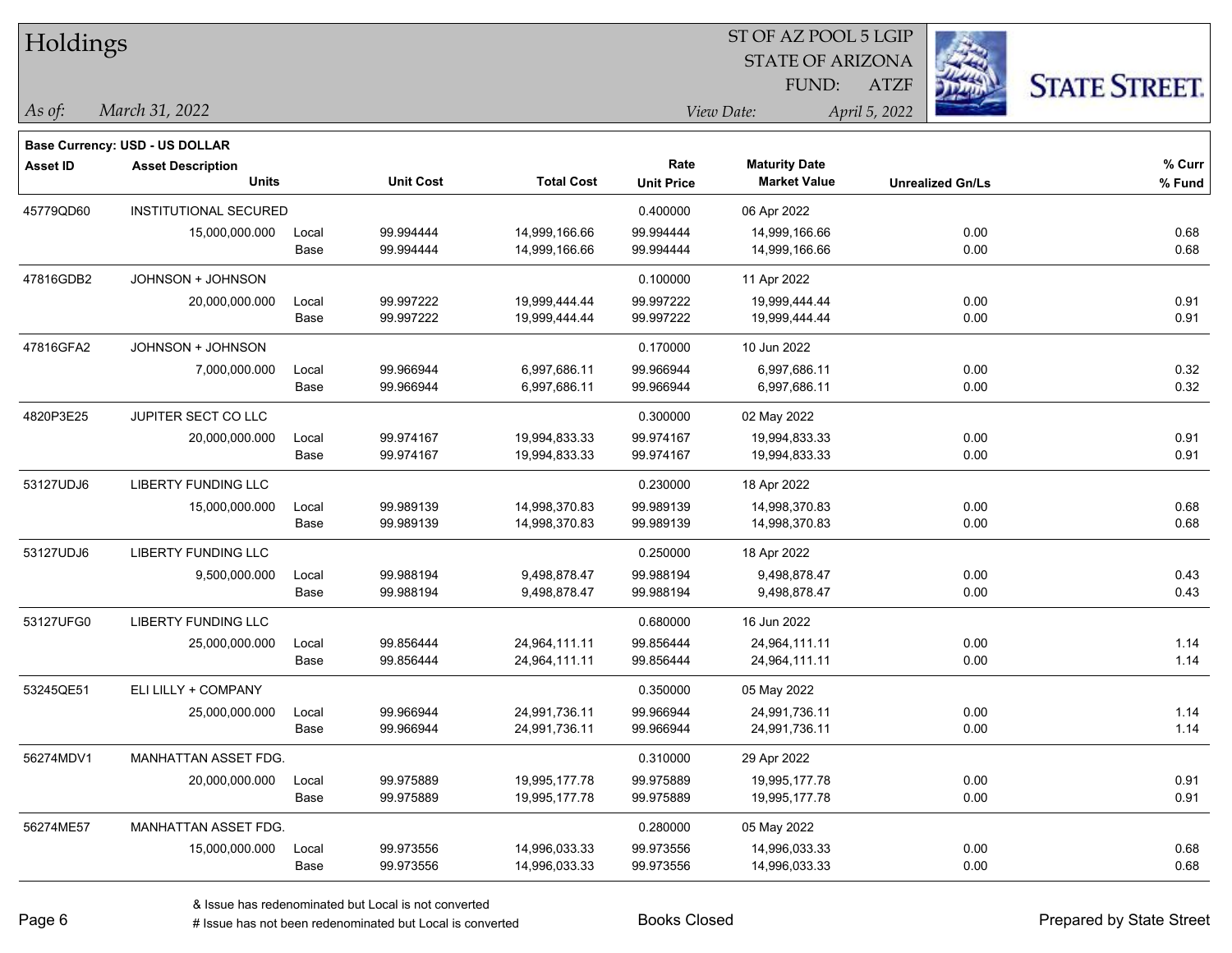# Holdings

ST OF AZ POOL 5 LGIP
STATE OF ARIZONA
FUND: ATZF

*As of:* *March 31, 2022*

*View Date:* *April 5, 2022*

**Base Currency: USD - US DOLLAR**

| Asset ID | Asset Description / Units | | Unit Cost | Total Cost | Rate / Unit Price | Maturity Date / Market Value | Unrealized Gn/Ls | % Curr / % Fund |
|---|---|---|---|---|---|---|---|---|
| 45779QD60 | INSTITUTIONAL SECURED | | | | 0.400000 | 06 Apr 2022 | | |
| | 15,000,000.000 | Local | 99.994444 | 14,999,166.66 | 99.994444 | 14,999,166.66 | 0.00 | 0.68 |
| | | Base | 99.994444 | 14,999,166.66 | 99.994444 | 14,999,166.66 | 0.00 | 0.68 |
| 47816GDB2 | JOHNSON + JOHNSON | | | | 0.100000 | 11 Apr 2022 | | |
| | 20,000,000.000 | Local | 99.997222 | 19,999,444.44 | 99.997222 | 19,999,444.44 | 0.00 | 0.91 |
| | | Base | 99.997222 | 19,999,444.44 | 99.997222 | 19,999,444.44 | 0.00 | 0.91 |
| 47816GFA2 | JOHNSON + JOHNSON | | | | 0.170000 | 10 Jun 2022 | | |
| | 7,000,000.000 | Local | 99.966944 | 6,997,686.11 | 99.966944 | 6,997,686.11 | 0.00 | 0.32 |
| | | Base | 99.966944 | 6,997,686.11 | 99.966944 | 6,997,686.11 | 0.00 | 0.32 |
| 4820P3E25 | JUPITER SECT CO LLC | | | | 0.300000 | 02 May 2022 | | |
| | 20,000,000.000 | Local | 99.974167 | 19,994,833.33 | 99.974167 | 19,994,833.33 | 0.00 | 0.91 |
| | | Base | 99.974167 | 19,994,833.33 | 99.974167 | 19,994,833.33 | 0.00 | 0.91 |
| 53127UDJ6 | LIBERTY FUNDING LLC | | | | 0.230000 | 18 Apr 2022 | | |
| | 15,000,000.000 | Local | 99.989139 | 14,998,370.83 | 99.989139 | 14,998,370.83 | 0.00 | 0.68 |
| | | Base | 99.989139 | 14,998,370.83 | 99.989139 | 14,998,370.83 | 0.00 | 0.68 |
| 53127UDJ6 | LIBERTY FUNDING LLC | | | | 0.250000 | 18 Apr 2022 | | |
| | 9,500,000.000 | Local | 99.988194 | 9,498,878.47 | 99.988194 | 9,498,878.47 | 0.00 | 0.43 |
| | | Base | 99.988194 | 9,498,878.47 | 99.988194 | 9,498,878.47 | 0.00 | 0.43 |
| 53127UFG0 | LIBERTY FUNDING LLC | | | | 0.680000 | 16 Jun 2022 | | |
| | 25,000,000.000 | Local | 99.856444 | 24,964,111.11 | 99.856444 | 24,964,111.11 | 0.00 | 1.14 |
| | | Base | 99.856444 | 24,964,111.11 | 99.856444 | 24,964,111.11 | 0.00 | 1.14 |
| 53245QE51 | ELI LILLY + COMPANY | | | | 0.350000 | 05 May 2022 | | |
| | 25,000,000.000 | Local | 99.966944 | 24,991,736.11 | 99.966944 | 24,991,736.11 | 0.00 | 1.14 |
| | | Base | 99.966944 | 24,991,736.11 | 99.966944 | 24,991,736.11 | 0.00 | 1.14 |
| 56274MDV1 | MANHATTAN ASSET FDG. | | | | 0.310000 | 29 Apr 2022 | | |
| | 20,000,000.000 | Local | 99.975889 | 19,995,177.78 | 99.975889 | 19,995,177.78 | 0.00 | 0.91 |
| | | Base | 99.975889 | 19,995,177.78 | 99.975889 | 19,995,177.78 | 0.00 | 0.91 |
| 56274ME57 | MANHATTAN ASSET FDG. | | | | 0.280000 | 05 May 2022 | | |
| | 15,000,000.000 | Local | 99.973556 | 14,996,033.33 | 99.973556 | 14,996,033.33 | 0.00 | 0.68 |
| | | Base | 99.973556 | 14,996,033.33 | 99.973556 | 14,996,033.33 | 0.00 | 0.68 |

& Issue has redenominated but Local is not converted
# Issue has not been redenominated but Local is converted

Books Closed

Prepared by State Street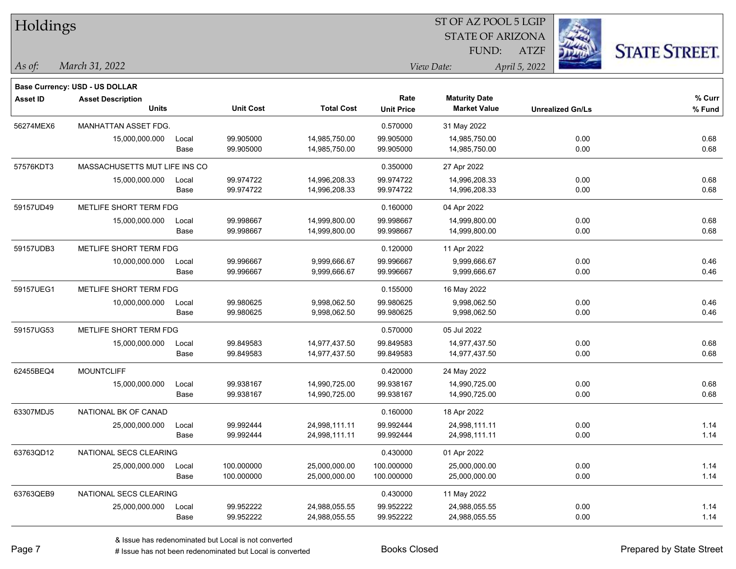# Holdings

ST OF AZ POOL 5 LGIP
STATE OF ARIZONA
FUND: ATZF

*As of:* *March 31, 2022*

*View Date:* *April 5, 2022*

**Base Currency: USD - US DOLLAR**

| Asset ID | Asset Description / Units | | Unit Cost | Total Cost | Rate / Unit Price | Maturity Date / Market Value | Unrealized Gn/Ls | % Curr / % Fund |
|---|---|---|---|---|---|---|---|---|
| 56274MEX6 | MANHATTAN ASSET FDG. | | | | 0.570000 | 31 May 2022 | | |
| | 15,000,000.000 | Local | 99.905000 | 14,985,750.00 | 99.905000 | 14,985,750.00 | 0.00 | 0.68 |
| | | Base | 99.905000 | 14,985,750.00 | 99.905000 | 14,985,750.00 | 0.00 | 0.68 |
| 57576KDT3 | MASSACHUSETTS MUT LIFE INS CO | | | | 0.350000 | 27 Apr 2022 | | |
| | 15,000,000.000 | Local | 99.974722 | 14,996,208.33 | 99.974722 | 14,996,208.33 | 0.00 | 0.68 |
| | | Base | 99.974722 | 14,996,208.33 | 99.974722 | 14,996,208.33 | 0.00 | 0.68 |
| 59157UD49 | METLIFE SHORT TERM FDG | | | | 0.160000 | 04 Apr 2022 | | |
| | 15,000,000.000 | Local | 99.998667 | 14,999,800.00 | 99.998667 | 14,999,800.00 | 0.00 | 0.68 |
| | | Base | 99.998667 | 14,999,800.00 | 99.998667 | 14,999,800.00 | 0.00 | 0.68 |
| 59157UDB3 | METLIFE SHORT TERM FDG | | | | 0.120000 | 11 Apr 2022 | | |
| | 10,000,000.000 | Local | 99.996667 | 9,999,666.67 | 99.996667 | 9,999,666.67 | 0.00 | 0.46 |
| | | Base | 99.996667 | 9,999,666.67 | 99.996667 | 9,999,666.67 | 0.00 | 0.46 |
| 59157UEG1 | METLIFE SHORT TERM FDG | | | | 0.155000 | 16 May 2022 | | |
| | 10,000,000.000 | Local | 99.980625 | 9,998,062.50 | 99.980625 | 9,998,062.50 | 0.00 | 0.46 |
| | | Base | 99.980625 | 9,998,062.50 | 99.980625 | 9,998,062.50 | 0.00 | 0.46 |
| 59157UG53 | METLIFE SHORT TERM FDG | | | | 0.570000 | 05 Jul 2022 | | |
| | 15,000,000.000 | Local | 99.849583 | 14,977,437.50 | 99.849583 | 14,977,437.50 | 0.00 | 0.68 |
| | | Base | 99.849583 | 14,977,437.50 | 99.849583 | 14,977,437.50 | 0.00 | 0.68 |
| 62455BEQ4 | MOUNTCLIFF | | | | 0.420000 | 24 May 2022 | | |
| | 15,000,000.000 | Local | 99.938167 | 14,990,725.00 | 99.938167 | 14,990,725.00 | 0.00 | 0.68 |
| | | Base | 99.938167 | 14,990,725.00 | 99.938167 | 14,990,725.00 | 0.00 | 0.68 |
| 63307MDJ5 | NATIONAL BK OF CANAD | | | | 0.160000 | 18 Apr 2022 | | |
| | 25,000,000.000 | Local | 99.992444 | 24,998,111.11 | 99.992444 | 24,998,111.11 | 0.00 | 1.14 |
| | | Base | 99.992444 | 24,998,111.11 | 99.992444 | 24,998,111.11 | 0.00 | 1.14 |
| 63763QD12 | NATIONAL SECS CLEARING | | | | 0.430000 | 01 Apr 2022 | | |
| | 25,000,000.000 | Local | 100.000000 | 25,000,000.00 | 100.000000 | 25,000,000.00 | 0.00 | 1.14 |
| | | Base | 100.000000 | 25,000,000.00 | 100.000000 | 25,000,000.00 | 0.00 | 1.14 |
| 63763QEB9 | NATIONAL SECS CLEARING | | | | 0.430000 | 11 May 2022 | | |
| | 25,000,000.000 | Local | 99.952222 | 24,988,055.55 | 99.952222 | 24,988,055.55 | 0.00 | 1.14 |
| | | Base | 99.952222 | 24,988,055.55 | 99.952222 | 24,988,055.55 | 0.00 | 1.14 |

& Issue has redenominated but Local is not converted
# Issue has not been redenominated but Local is converted

Books Closed

Prepared by State Street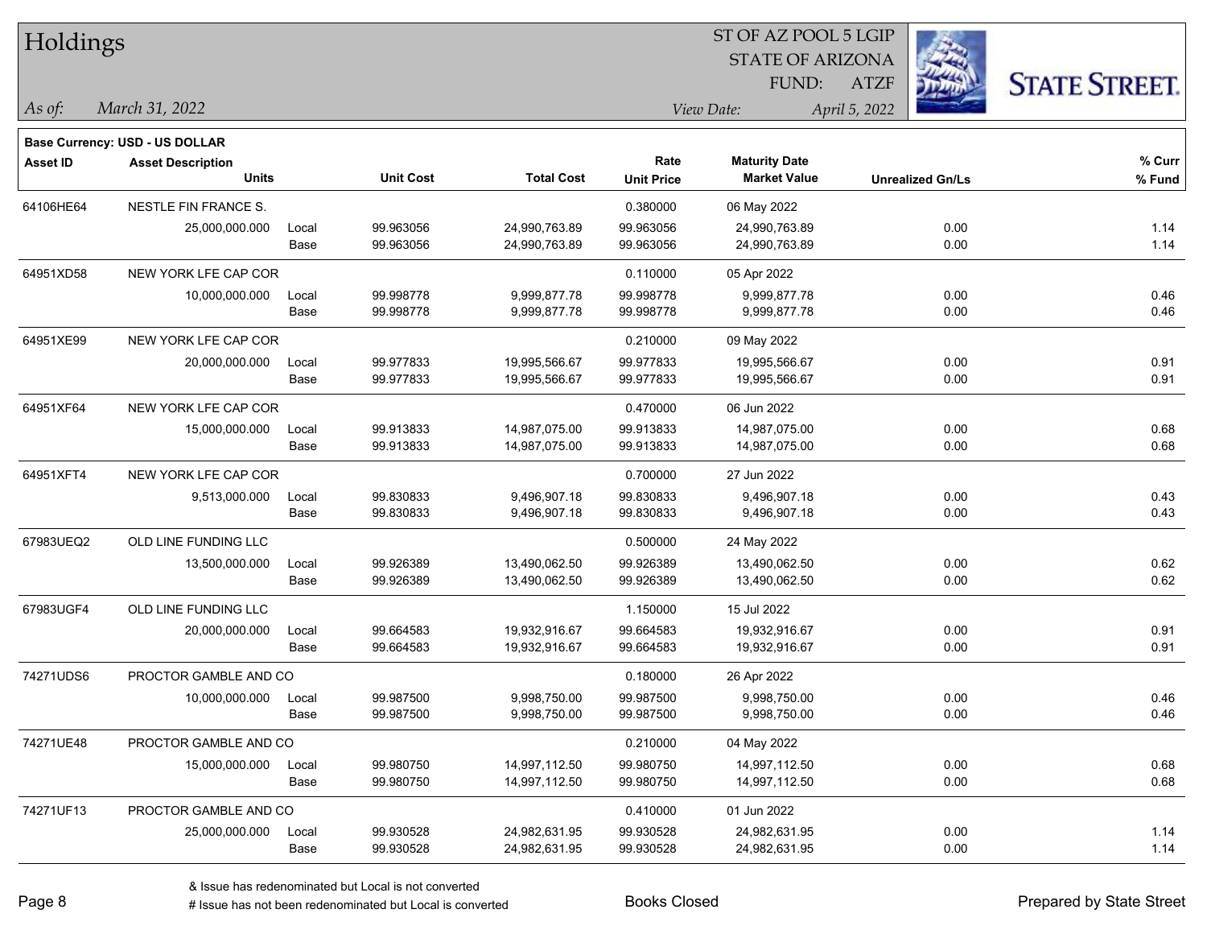# Holdings

ST OF AZ POOL 5 LGIP
STATE OF ARIZONA
FUND: ATZF

*As of:* *March 31, 2022*

*View Date:* *April 5, 2022*

**Base Currency: USD - US DOLLAR**

| Asset ID | Asset Description / Units | | Unit Cost | Total Cost | Rate / Unit Price | Maturity Date / Market Value | Unrealized Gn/Ls | % Curr / % Fund |
|---|---|---|---|---|---|---|---|---|
| 64106HE64 | NESTLE FIN FRANCE S. | | | | 0.380000 | 06 May 2022 | | |
| | 25,000,000.000 | Local | 99.963056 | 24,990,763.89 | 99.963056 | 24,990,763.89 | 0.00 | 1.14 |
| | | Base | 99.963056 | 24,990,763.89 | 99.963056 | 24,990,763.89 | 0.00 | 1.14 |
| 64951XD58 | NEW YORK LFE CAP COR | | | | 0.110000 | 05 Apr 2022 | | |
| | 10,000,000.000 | Local | 99.998778 | 9,999,877.78 | 99.998778 | 9,999,877.78 | 0.00 | 0.46 |
| | | Base | 99.998778 | 9,999,877.78 | 99.998778 | 9,999,877.78 | 0.00 | 0.46 |
| 64951XE99 | NEW YORK LFE CAP COR | | | | 0.210000 | 09 May 2022 | | |
| | 20,000,000.000 | Local | 99.977833 | 19,995,566.67 | 99.977833 | 19,995,566.67 | 0.00 | 0.91 |
| | | Base | 99.977833 | 19,995,566.67 | 99.977833 | 19,995,566.67 | 0.00 | 0.91 |
| 64951XF64 | NEW YORK LFE CAP COR | | | | 0.470000 | 06 Jun 2022 | | |
| | 15,000,000.000 | Local | 99.913833 | 14,987,075.00 | 99.913833 | 14,987,075.00 | 0.00 | 0.68 |
| | | Base | 99.913833 | 14,987,075.00 | 99.913833 | 14,987,075.00 | 0.00 | 0.68 |
| 64951XFT4 | NEW YORK LFE CAP COR | | | | 0.700000 | 27 Jun 2022 | | |
| | 9,513,000.000 | Local | 99.830833 | 9,496,907.18 | 99.830833 | 9,496,907.18 | 0.00 | 0.43 |
| | | Base | 99.830833 | 9,496,907.18 | 99.830833 | 9,496,907.18 | 0.00 | 0.43 |
| 67983UEQ2 | OLD LINE FUNDING LLC | | | | 0.500000 | 24 May 2022 | | |
| | 13,500,000.000 | Local | 99.926389 | 13,490,062.50 | 99.926389 | 13,490,062.50 | 0.00 | 0.62 |
| | | Base | 99.926389 | 13,490,062.50 | 99.926389 | 13,490,062.50 | 0.00 | 0.62 |
| 67983UGF4 | OLD LINE FUNDING LLC | | | | 1.150000 | 15 Jul 2022 | | |
| | 20,000,000.000 | Local | 99.664583 | 19,932,916.67 | 99.664583 | 19,932,916.67 | 0.00 | 0.91 |
| | | Base | 99.664583 | 19,932,916.67 | 99.664583 | 19,932,916.67 | 0.00 | 0.91 |
| 74271UDS6 | PROCTOR GAMBLE AND CO | | | | 0.180000 | 26 Apr 2022 | | |
| | 10,000,000.000 | Local | 99.987500 | 9,998,750.00 | 99.987500 | 9,998,750.00 | 0.00 | 0.46 |
| | | Base | 99.987500 | 9,998,750.00 | 99.987500 | 9,998,750.00 | 0.00 | 0.46 |
| 74271UE48 | PROCTOR GAMBLE AND CO | | | | 0.210000 | 04 May 2022 | | |
| | 15,000,000.000 | Local | 99.980750 | 14,997,112.50 | 99.980750 | 14,997,112.50 | 0.00 | 0.68 |
| | | Base | 99.980750 | 14,997,112.50 | 99.980750 | 14,997,112.50 | 0.00 | 0.68 |
| 74271UF13 | PROCTOR GAMBLE AND CO | | | | 0.410000 | 01 Jun 2022 | | |
| | 25,000,000.000 | Local | 99.930528 | 24,982,631.95 | 99.930528 | 24,982,631.95 | 0.00 | 1.14 |
| | | Base | 99.930528 | 24,982,631.95 | 99.930528 | 24,982,631.95 | 0.00 | 1.14 |

& Issue has redenominated but Local is not converted

# Issue has not been redenominated but Local is converted

Books Closed

Prepared by State Street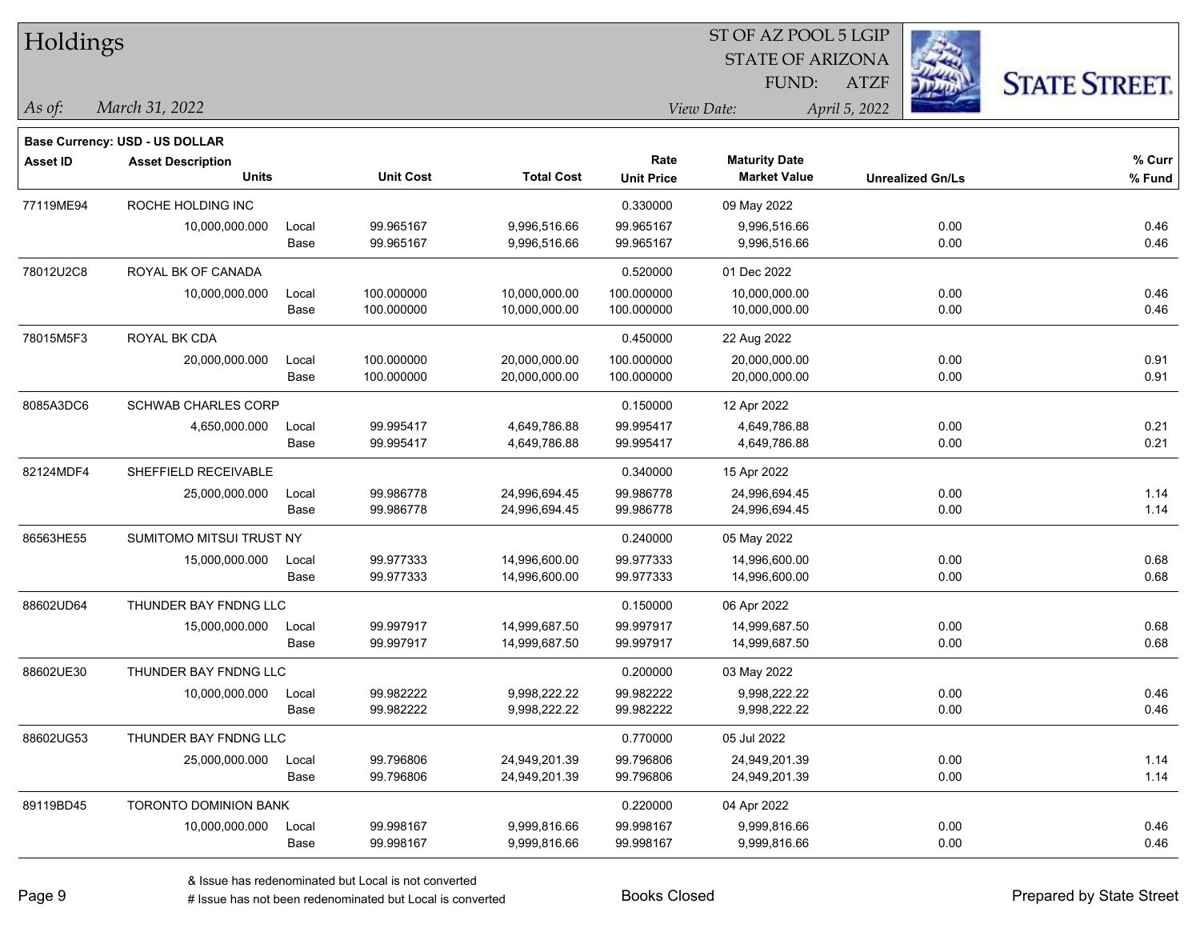# Holdings

ST OF AZ POOL 5 LGIP
STATE OF ARIZONA
FUND: ATZF

*As of:* *March 31, 2022*

*View Date:* *April 5, 2022*

**Base Currency: USD - US DOLLAR**

| Asset ID | Asset Description / Units | | Unit Cost | Total Cost | Rate / Unit Price | Maturity Date / Market Value | Unrealized Gn/Ls | % Curr / % Fund |
|---|---|---|---|---|---|---|---|---|
| 77119ME94 | ROCHE HOLDING INC | | | | 0.330000 | 09 May 2022 | | |
| | 10,000,000.000 | Local | 99.965167 | 9,996,516.66 | 99.965167 | 9,996,516.66 | 0.00 | 0.46 |
| | | Base | 99.965167 | 9,996,516.66 | 99.965167 | 9,996,516.66 | 0.00 | 0.46 |
| 78012U2C8 | ROYAL BK OF CANADA | | | | 0.520000 | 01 Dec 2022 | | |
| | 10,000,000.000 | Local | 100.000000 | 10,000,000.00 | 100.000000 | 10,000,000.00 | 0.00 | 0.46 |
| | | Base | 100.000000 | 10,000,000.00 | 100.000000 | 10,000,000.00 | 0.00 | 0.46 |
| 78015M5F3 | ROYAL BK CDA | | | | 0.450000 | 22 Aug 2022 | | |
| | 20,000,000.000 | Local | 100.000000 | 20,000,000.00 | 100.000000 | 20,000,000.00 | 0.00 | 0.91 |
| | | Base | 100.000000 | 20,000,000.00 | 100.000000 | 20,000,000.00 | 0.00 | 0.91 |
| 8085A3DC6 | SCHWAB CHARLES CORP | | | | 0.150000 | 12 Apr 2022 | | |
| | 4,650,000.000 | Local | 99.995417 | 4,649,786.88 | 99.995417 | 4,649,786.88 | 0.00 | 0.21 |
| | | Base | 99.995417 | 4,649,786.88 | 99.995417 | 4,649,786.88 | 0.00 | 0.21 |
| 82124MDF4 | SHEFFIELD RECEIVABLE | | | | 0.340000 | 15 Apr 2022 | | |
| | 25,000,000.000 | Local | 99.986778 | 24,996,694.45 | 99.986778 | 24,996,694.45 | 0.00 | 1.14 |
| | | Base | 99.986778 | 24,996,694.45 | 99.986778 | 24,996,694.45 | 0.00 | 1.14 |
| 86563HE55 | SUMITOMO MITSUI TRUST NY | | | | 0.240000 | 05 May 2022 | | |
| | 15,000,000.000 | Local | 99.977333 | 14,996,600.00 | 99.977333 | 14,996,600.00 | 0.00 | 0.68 |
| | | Base | 99.977333 | 14,996,600.00 | 99.977333 | 14,996,600.00 | 0.00 | 0.68 |
| 88602UD64 | THUNDER BAY FNDNG LLC | | | | 0.150000 | 06 Apr 2022 | | |
| | 15,000,000.000 | Local | 99.997917 | 14,999,687.50 | 99.997917 | 14,999,687.50 | 0.00 | 0.68 |
| | | Base | 99.997917 | 14,999,687.50 | 99.997917 | 14,999,687.50 | 0.00 | 0.68 |
| 88602UE30 | THUNDER BAY FNDNG LLC | | | | 0.200000 | 03 May 2022 | | |
| | 10,000,000.000 | Local | 99.982222 | 9,998,222.22 | 99.982222 | 9,998,222.22 | 0.00 | 0.46 |
| | | Base | 99.982222 | 9,998,222.22 | 99.982222 | 9,998,222.22 | 0.00 | 0.46 |
| 88602UG53 | THUNDER BAY FNDNG LLC | | | | 0.770000 | 05 Jul 2022 | | |
| | 25,000,000.000 | Local | 99.796806 | 24,949,201.39 | 99.796806 | 24,949,201.39 | 0.00 | 1.14 |
| | | Base | 99.796806 | 24,949,201.39 | 99.796806 | 24,949,201.39 | 0.00 | 1.14 |
| 89119BD45 | TORONTO DOMINION BANK | | | | 0.220000 | 04 Apr 2022 | | |
| | 10,000,000.000 | Local | 99.998167 | 9,999,816.66 | 99.998167 | 9,999,816.66 | 0.00 | 0.46 |
| | | Base | 99.998167 | 9,999,816.66 | 99.998167 | 9,999,816.66 | 0.00 | 0.46 |

& Issue has redenominated but Local is not converted
# Issue has not been redenominated but Local is converted

Books Closed

Prepared by State Street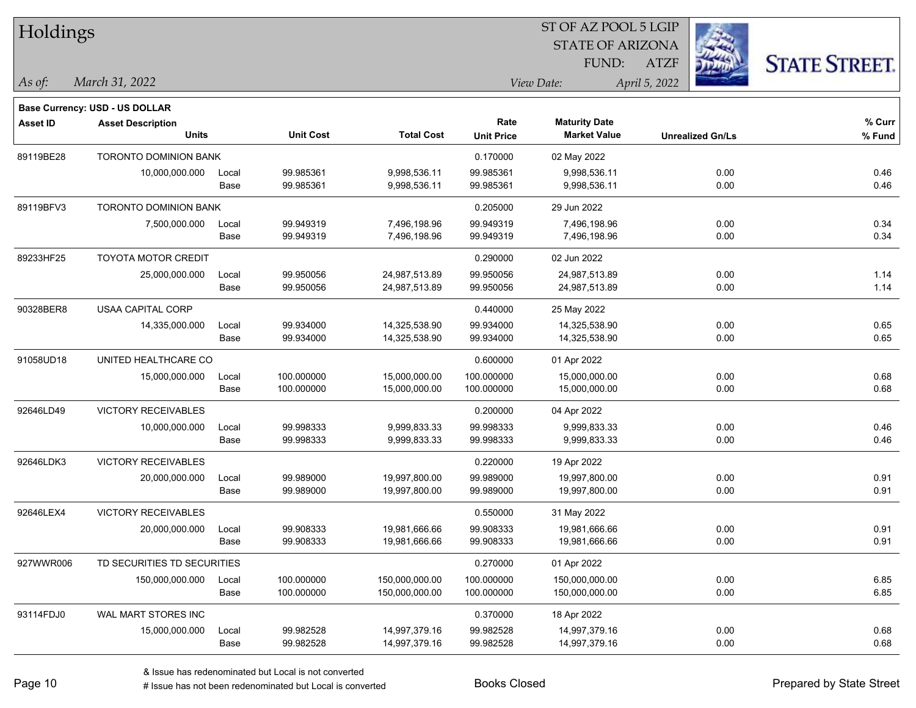# Holdings

ST OF AZ POOL 5 LGIP
STATE OF ARIZONA
FUND: ATZF

*As of:* *March 31, 2022*
*View Date:* *April 5, 2022*

**Base Currency: USD - US DOLLAR**

| Asset ID | Asset Description / Units | | Unit Cost | Total Cost | Rate / Unit Price | Maturity Date / Market Value | Unrealized Gn/Ls | % Curr / % Fund |
|---|---|---|---|---|---|---|---|---|
| 89119BE28 | TORONTO DOMINION BANK | | | | 0.170000 | 02 May 2022 | | |
| | 10,000,000.000 | Local | 99.985361 | 9,998,536.11 | 99.985361 | 9,998,536.11 | 0.00 | 0.46 |
| | | Base | 99.985361 | 9,998,536.11 | 99.985361 | 9,998,536.11 | 0.00 | 0.46 |
| 89119BFV3 | TORONTO DOMINION BANK | | | | 0.205000 | 29 Jun 2022 | | |
| | 7,500,000.000 | Local | 99.949319 | 7,496,198.96 | 99.949319 | 7,496,198.96 | 0.00 | 0.34 |
| | | Base | 99.949319 | 7,496,198.96 | 99.949319 | 7,496,198.96 | 0.00 | 0.34 |
| 89233HF25 | TOYOTA MOTOR CREDIT | | | | 0.290000 | 02 Jun 2022 | | |
| | 25,000,000.000 | Local | 99.950056 | 24,987,513.89 | 99.950056 | 24,987,513.89 | 0.00 | 1.14 |
| | | Base | 99.950056 | 24,987,513.89 | 99.950056 | 24,987,513.89 | 0.00 | 1.14 |
| 90328BER8 | USAA CAPITAL CORP | | | | 0.440000 | 25 May 2022 | | |
| | 14,335,000.000 | Local | 99.934000 | 14,325,538.90 | 99.934000 | 14,325,538.90 | 0.00 | 0.65 |
| | | Base | 99.934000 | 14,325,538.90 | 99.934000 | 14,325,538.90 | 0.00 | 0.65 |
| 91058UD18 | UNITED HEALTHCARE CO | | | | 0.600000 | 01 Apr 2022 | | |
| | 15,000,000.000 | Local | 100.000000 | 15,000,000.00 | 100.000000 | 15,000,000.00 | 0.00 | 0.68 |
| | | Base | 100.000000 | 15,000,000.00 | 100.000000 | 15,000,000.00 | 0.00 | 0.68 |
| 92646LD49 | VICTORY RECEIVABLES | | | | 0.200000 | 04 Apr 2022 | | |
| | 10,000,000.000 | Local | 99.998333 | 9,999,833.33 | 99.998333 | 9,999,833.33 | 0.00 | 0.46 |
| | | Base | 99.998333 | 9,999,833.33 | 99.998333 | 9,999,833.33 | 0.00 | 0.46 |
| 92646LDK3 | VICTORY RECEIVABLES | | | | 0.220000 | 19 Apr 2022 | | |
| | 20,000,000.000 | Local | 99.989000 | 19,997,800.00 | 99.989000 | 19,997,800.00 | 0.00 | 0.91 |
| | | Base | 99.989000 | 19,997,800.00 | 99.989000 | 19,997,800.00 | 0.00 | 0.91 |
| 92646LEX4 | VICTORY RECEIVABLES | | | | 0.550000 | 31 May 2022 | | |
| | 20,000,000.000 | Local | 99.908333 | 19,981,666.66 | 99.908333 | 19,981,666.66 | 0.00 | 0.91 |
| | | Base | 99.908333 | 19,981,666.66 | 99.908333 | 19,981,666.66 | 0.00 | 0.91 |
| 927WWR006 | TD SECURITIES TD SECURITIES | | | | 0.270000 | 01 Apr 2022 | | |
| | 150,000,000.000 | Local | 100.000000 | 150,000,000.00 | 100.000000 | 150,000,000.00 | 0.00 | 6.85 |
| | | Base | 100.000000 | 150,000,000.00 | 100.000000 | 150,000,000.00 | 0.00 | 6.85 |
| 93114FDJ0 | WAL MART STORES INC | | | | 0.370000 | 18 Apr 2022 | | |
| | 15,000,000.000 | Local | 99.982528 | 14,997,379.16 | 99.982528 | 14,997,379.16 | 0.00 | 0.68 |
| | | Base | 99.982528 | 14,997,379.16 | 99.982528 | 14,997,379.16 | 0.00 | 0.68 |

& Issue has redenominated but Local is not converted
# Issue has not been redenominated but Local is converted

Books Closed

Prepared by State Street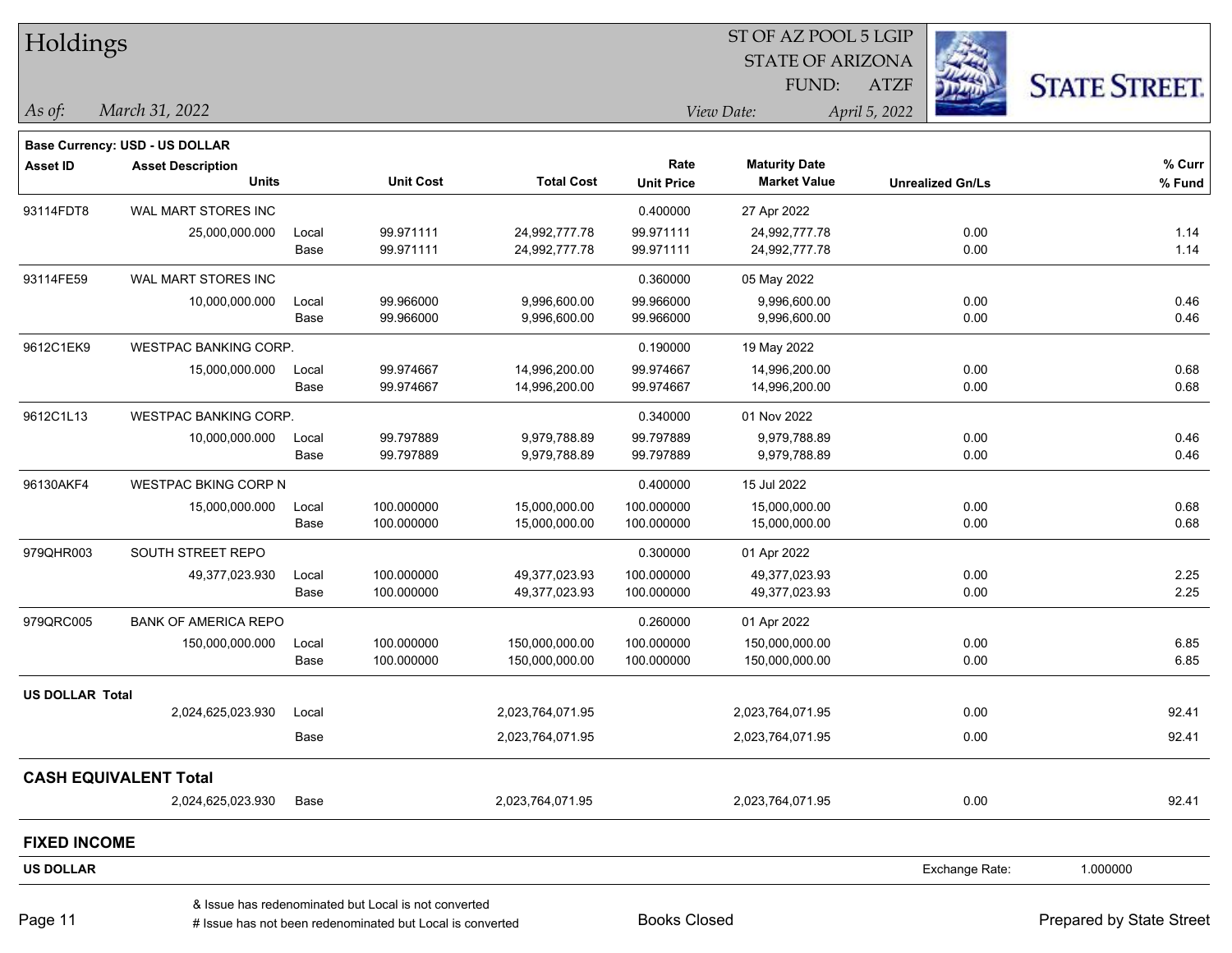# Holdings

ST OF AZ POOL 5 LGIP
STATE OF ARIZONA
FUND: ATZF

*As of: March 31, 2022*

*View Date: April 5, 2022*

**Base Currency: USD - US DOLLAR**

| Asset ID | Asset Description / Units | | Unit Cost | Total Cost | Rate / Unit Price | Maturity Date / Market Value | Unrealized Gn/Ls | % Curr / % Fund |
|---|---|---|---|---|---|---|---|---|
| 93114FDT8 | WAL MART STORES INC | | | | 0.400000 | 27 Apr 2022 | | |
| | 25,000,000.000 | Local | 99.971111 | 24,992,777.78 | 99.971111 | 24,992,777.78 | 0.00 | 1.14 |
| | | Base | 99.971111 | 24,992,777.78 | 99.971111 | 24,992,777.78 | 0.00 | 1.14 |
| 93114FE59 | WAL MART STORES INC | | | | 0.360000 | 05 May 2022 | | |
| | 10,000,000.000 | Local | 99.966000 | 9,996,600.00 | 99.966000 | 9,996,600.00 | 0.00 | 0.46 |
| | | Base | 99.966000 | 9,996,600.00 | 99.966000 | 9,996,600.00 | 0.00 | 0.46 |
| 9612C1EK9 | WESTPAC BANKING CORP. | | | | 0.190000 | 19 May 2022 | | |
| | 15,000,000.000 | Local | 99.974667 | 14,996,200.00 | 99.974667 | 14,996,200.00 | 0.00 | 0.68 |
| | | Base | 99.974667 | 14,996,200.00 | 99.974667 | 14,996,200.00 | 0.00 | 0.68 |
| 9612C1L13 | WESTPAC BANKING CORP. | | | | 0.340000 | 01 Nov 2022 | | |
| | 10,000,000.000 | Local | 99.797889 | 9,979,788.89 | 99.797889 | 9,979,788.89 | 0.00 | 0.46 |
| | | Base | 99.797889 | 9,979,788.89 | 99.797889 | 9,979,788.89 | 0.00 | 0.46 |
| 96130AKF4 | WESTPAC BKING CORP N | | | | 0.400000 | 15 Jul 2022 | | |
| | 15,000,000.000 | Local | 100.000000 | 15,000,000.00 | 100.000000 | 15,000,000.00 | 0.00 | 0.68 |
| | | Base | 100.000000 | 15,000,000.00 | 100.000000 | 15,000,000.00 | 0.00 | 0.68 |
| 979QHR003 | SOUTH STREET REPO | | | | 0.300000 | 01 Apr 2022 | | |
| | 49,377,023.930 | Local | 100.000000 | 49,377,023.93 | 100.000000 | 49,377,023.93 | 0.00 | 2.25 |
| | | Base | 100.000000 | 49,377,023.93 | 100.000000 | 49,377,023.93 | 0.00 | 2.25 |
| 979QRC005 | BANK OF AMERICA REPO | | | | 0.260000 | 01 Apr 2022 | | |
| | 150,000,000.000 | Local | 100.000000 | 150,000,000.00 | 100.000000 | 150,000,000.00 | 0.00 | 6.85 |
| | | Base | 100.000000 | 150,000,000.00 | 100.000000 | 150,000,000.00 | 0.00 | 6.85 |
| **US DOLLAR Total** | | | | | | | | |
| | 2,024,625,023.930 | Local | | 2,023,764,071.95 | | 2,023,764,071.95 | 0.00 | 92.41 |
| | | Base | | 2,023,764,071.95 | | 2,023,764,071.95 | 0.00 | 92.41 |
| **CASH EQUIVALENT Total** | | | | | | | | |
| | 2,024,625,023.930 | Base | | 2,023,764,071.95 | | 2,023,764,071.95 | 0.00 | 92.41 |

## FIXED INCOME

**US DOLLAR** — Exchange Rate: 1.000000

& Issue has redenominated but Local is not converted
# Issue has not been redenominated but Local is converted

Books Closed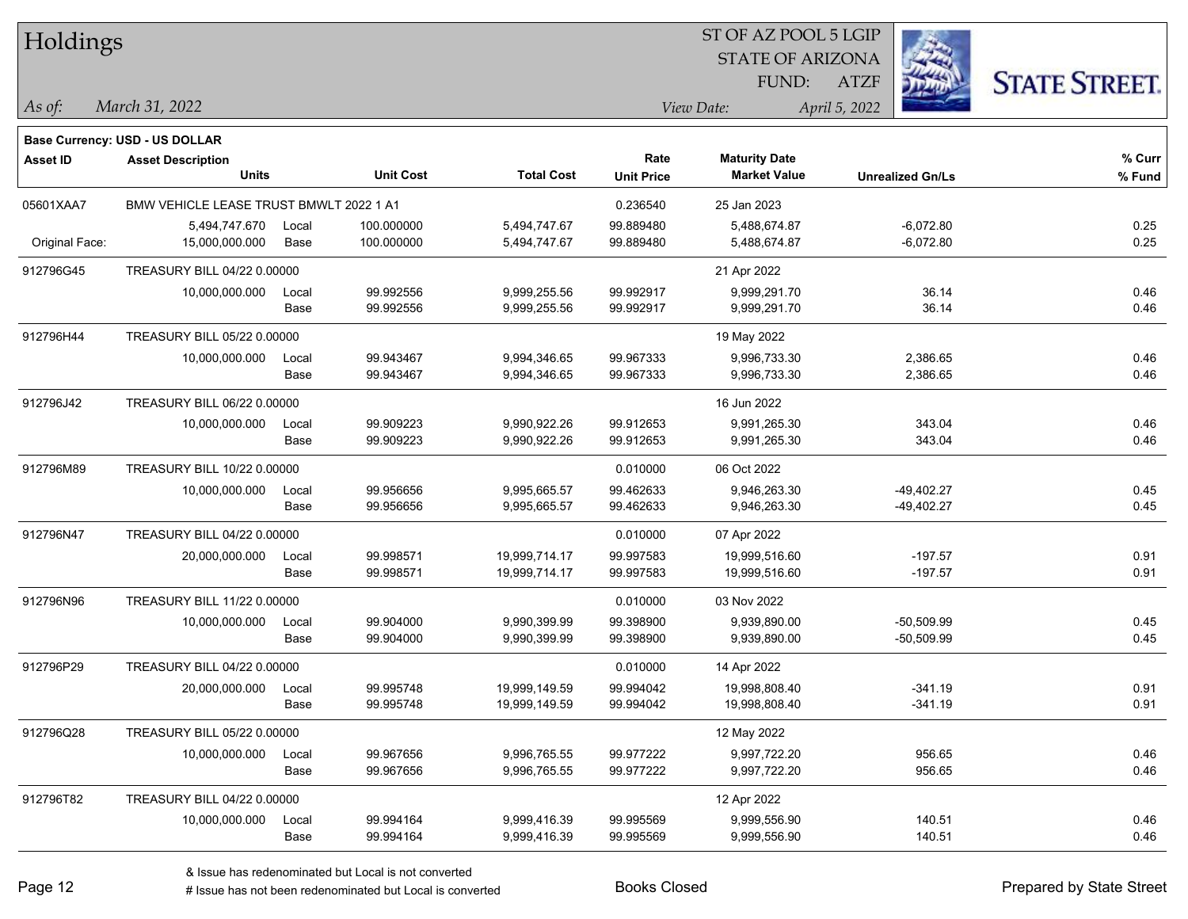# Holdings

ST OF AZ POOL 5 LGIP
STATE OF ARIZONA
FUND: ATZF

*As of: March 31, 2022*
*View Date: April 5, 2022*

**Base Currency: USD - US DOLLAR**

| Asset ID | Asset Description / Units | | Unit Cost | Total Cost | Rate / Unit Price | Maturity Date / Market Value | Unrealized Gn/Ls | % Curr / % Fund |
|---|---|---|---|---|---|---|---|---|
| 05601XAA7 | BMW VEHICLE LEASE TRUST BMWLT 2022 1 A1 | | | | 0.236540 | 25 Jan 2023 | | |
| | 5,494,747.670 | Local | 100.000000 | 5,494,747.67 | 99.889480 | 5,488,674.87 | -6,072.80 | 0.25 |
| Original Face: | 15,000,000.000 | Base | 100.000000 | 5,494,747.67 | 99.889480 | 5,488,674.87 | -6,072.80 | 0.25 |
| 912796G45 | TREASURY BILL 04/22 0.00000 | | | | | 21 Apr 2022 | | |
| | 10,000,000.000 | Local | 99.992556 | 9,999,255.56 | 99.992917 | 9,999,291.70 | 36.14 | 0.46 |
| | | Base | 99.992556 | 9,999,255.56 | 99.992917 | 9,999,291.70 | 36.14 | 0.46 |
| 912796H44 | TREASURY BILL 05/22 0.00000 | | | | | 19 May 2022 | | |
| | 10,000,000.000 | Local | 99.943467 | 9,994,346.65 | 99.967333 | 9,996,733.30 | 2,386.65 | 0.46 |
| | | Base | 99.943467 | 9,994,346.65 | 99.967333 | 9,996,733.30 | 2,386.65 | 0.46 |
| 912796J42 | TREASURY BILL 06/22 0.00000 | | | | | 16 Jun 2022 | | |
| | 10,000,000.000 | Local | 99.909223 | 9,990,922.26 | 99.912653 | 9,991,265.30 | 343.04 | 0.46 |
| | | Base | 99.909223 | 9,990,922.26 | 99.912653 | 9,991,265.30 | 343.04 | 0.46 |
| 912796M89 | TREASURY BILL 10/22 0.00000 | | | | 0.010000 | 06 Oct 2022 | | |
| | 10,000,000.000 | Local | 99.956656 | 9,995,665.57 | 99.462633 | 9,946,263.30 | -49,402.27 | 0.45 |
| | | Base | 99.956656 | 9,995,665.57 | 99.462633 | 9,946,263.30 | -49,402.27 | 0.45 |
| 912796N47 | TREASURY BILL 04/22 0.00000 | | | | 0.010000 | 07 Apr 2022 | | |
| | 20,000,000.000 | Local | 99.998571 | 19,999,714.17 | 99.997583 | 19,999,516.60 | -197.57 | 0.91 |
| | | Base | 99.998571 | 19,999,714.17 | 99.997583 | 19,999,516.60 | -197.57 | 0.91 |
| 912796N96 | TREASURY BILL 11/22 0.00000 | | | | 0.010000 | 03 Nov 2022 | | |
| | 10,000,000.000 | Local | 99.904000 | 9,990,399.99 | 99.398900 | 9,939,890.00 | -50,509.99 | 0.45 |
| | | Base | 99.904000 | 9,990,399.99 | 99.398900 | 9,939,890.00 | -50,509.99 | 0.45 |
| 912796P29 | TREASURY BILL 04/22 0.00000 | | | | 0.010000 | 14 Apr 2022 | | |
| | 20,000,000.000 | Local | 99.995748 | 19,999,149.59 | 99.994042 | 19,998,808.40 | -341.19 | 0.91 |
| | | Base | 99.995748 | 19,999,149.59 | 99.994042 | 19,998,808.40 | -341.19 | 0.91 |
| 912796Q28 | TREASURY BILL 05/22 0.00000 | | | | | 12 May 2022 | | |
| | 10,000,000.000 | Local | 99.967656 | 9,996,765.55 | 99.977222 | 9,997,722.20 | 956.65 | 0.46 |
| | | Base | 99.967656 | 9,996,765.55 | 99.977222 | 9,997,722.20 | 956.65 | 0.46 |
| 912796T82 | TREASURY BILL 04/22 0.00000 | | | | | 12 Apr 2022 | | |
| | 10,000,000.000 | Local | 99.994164 | 9,999,416.39 | 99.995569 | 9,999,556.90 | 140.51 | 0.46 |
| | | Base | 99.994164 | 9,999,416.39 | 99.995569 | 9,999,556.90 | 140.51 | 0.46 |

& Issue has redenominated but Local is not converted
# Issue has not been redenominated but Local is converted

Books Closed

Prepared by State Street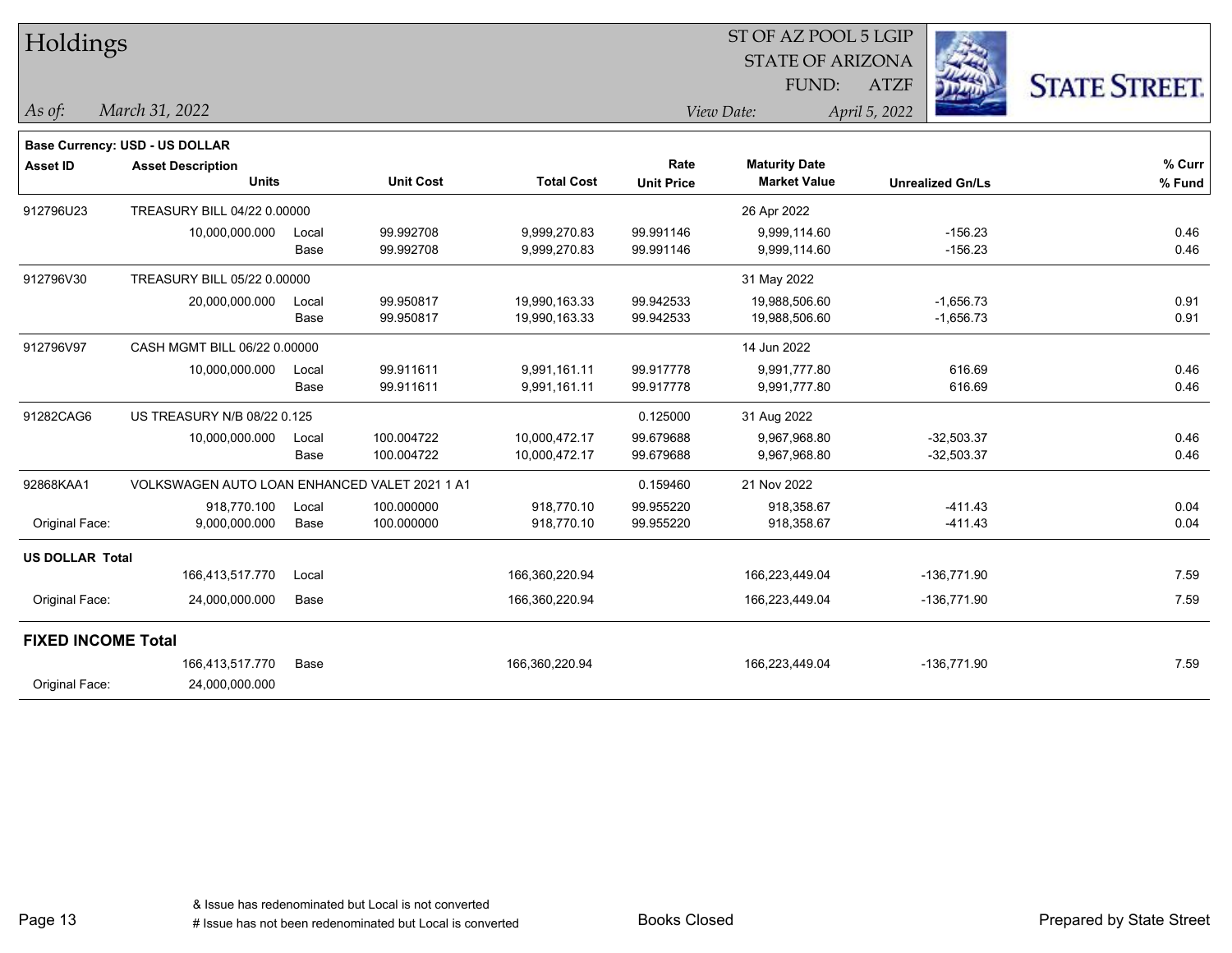# Holdings

ST OF AZ POOL 5 LGIP
STATE OF ARIZONA
FUND: ATZF

*As of:* *March 31, 2022*

*View Date:* *April 5, 2022*

STATE STREET.

**Base Currency: USD - US DOLLAR**

| Asset ID | Asset Description / Units | | Unit Cost | Total Cost | Rate / Unit Price | Maturity Date / Market Value | Unrealized Gn/Ls | % Curr / % Fund |
|---|---|---|---|---|---|---|---|---|
| 912796U23 | TREASURY BILL 04/22 0.00000 | | | | | 26 Apr 2022 | | |
| | 10,000,000.000 | Local | 99.992708 | 9,999,270.83 | 99.991146 | 9,999,114.60 | -156.23 | 0.46 |
| | | Base | 99.992708 | 9,999,270.83 | 99.991146 | 9,999,114.60 | -156.23 | 0.46 |
| 912796V30 | TREASURY BILL 05/22 0.00000 | | | | | 31 May 2022 | | |
| | 20,000,000.000 | Local | 99.950817 | 19,990,163.33 | 99.942533 | 19,988,506.60 | -1,656.73 | 0.91 |
| | | Base | 99.950817 | 19,990,163.33 | 99.942533 | 19,988,506.60 | -1,656.73 | 0.91 |
| 912796V97 | CASH MGMT BILL 06/22 0.00000 | | | | | 14 Jun 2022 | | |
| | 10,000,000.000 | Local | 99.911611 | 9,991,161.11 | 99.917778 | 9,991,777.80 | 616.69 | 0.46 |
| | | Base | 99.911611 | 9,991,161.11 | 99.917778 | 9,991,777.80 | 616.69 | 0.46 |
| 91282CAG6 | US TREASURY N/B 08/22 0.125 | | | | 0.125000 | 31 Aug 2022 | | |
| | 10,000,000.000 | Local | 100.004722 | 10,000,472.17 | 99.679688 | 9,967,968.80 | -32,503.37 | 0.46 |
| | | Base | 100.004722 | 10,000,472.17 | 99.679688 | 9,967,968.80 | -32,503.37 | 0.46 |
| 92868KAA1 | VOLKSWAGEN AUTO LOAN ENHANCED VALET 2021 1 A1 | | | | 0.159460 | 21 Nov 2022 | | |
| | 918,770.100 | Local | 100.000000 | 918,770.10 | 99.955220 | 918,358.67 | -411.43 | 0.04 |
| Original Face: | 9,000,000.000 | Base | 100.000000 | 918,770.10 | 99.955220 | 918,358.67 | -411.43 | 0.04 |
| **US DOLLAR Total** | | | | | | | | |
| | 166,413,517.770 | Local | | 166,360,220.94 | | 166,223,449.04 | -136,771.90 | 7.59 |
| Original Face: | 24,000,000.000 | Base | | 166,360,220.94 | | 166,223,449.04 | -136,771.90 | 7.59 |
| **FIXED INCOME Total** | | | | | | | | |
| | 166,413,517.770 | Base | | 166,360,220.94 | | 166,223,449.04 | -136,771.90 | 7.59 |
| Original Face: | 24,000,000.000 | | | | | | | |

& Issue has redenominated but Local is not converted
# Issue has not been redenominated but Local is converted

Books Closed

Prepared by State Street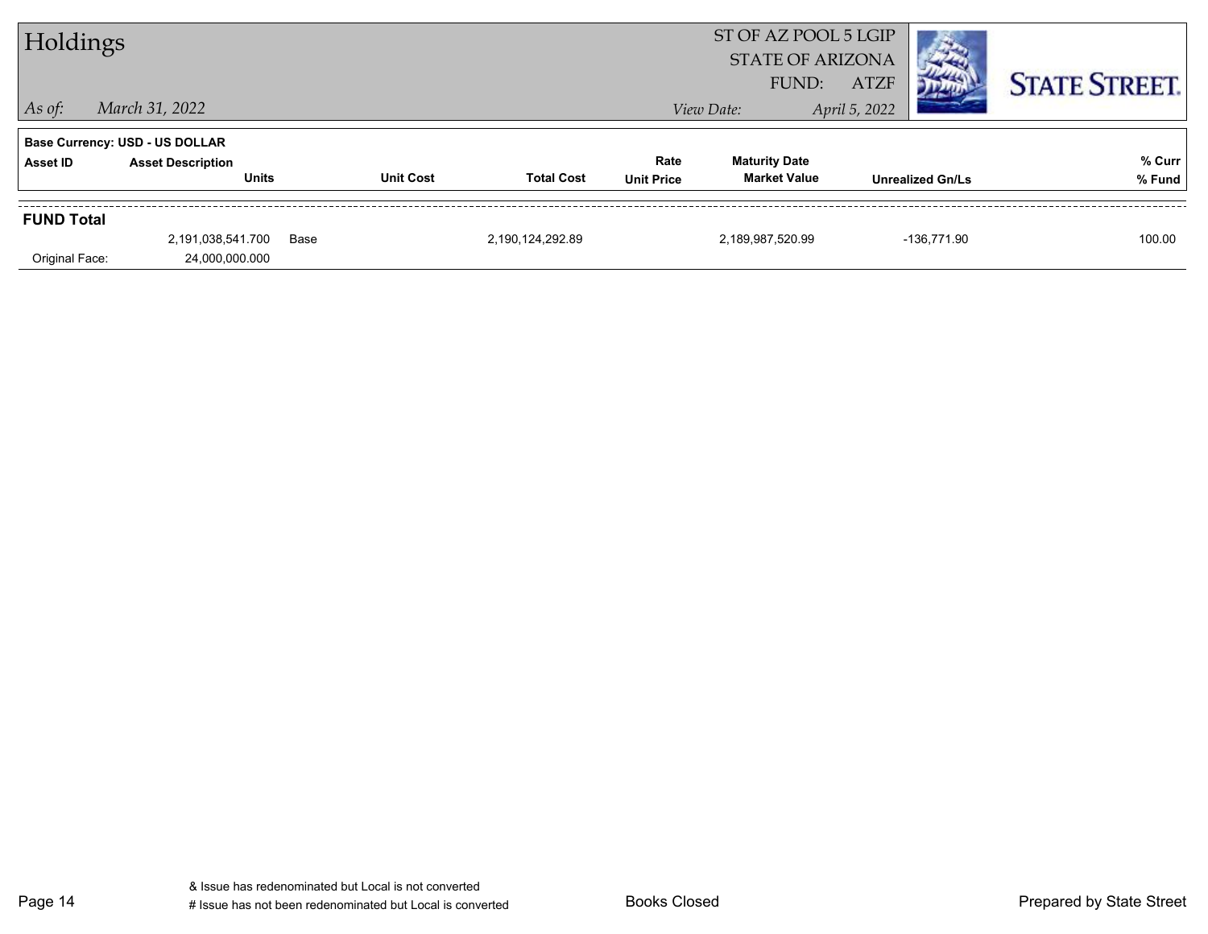# Holdings

ST OF AZ POOL 5 LGIP
STATE OF ARIZONA
FUND: ATZF

*As of:* *March 31, 2022*

*View Date:* *April 5, 2022*

**Base Currency: USD - US DOLLAR**

| Asset ID | Asset Description / Units | | Unit Cost | Total Cost | Rate / Unit Price | Maturity Date / Market Value | Unrealized Gn/Ls | % Curr / % Fund |
|---|---|---|---|---|---|---|---|---|
| **FUND Total** | | | | | | | | |
| | 2,191,038,541.700 | Base | | 2,190,124,292.89 | | 2,189,987,520.99 | -136,771.90 | 100.00 |
| Original Face: | 24,000,000.000 | | | | | | | |

& Issue has redenominated but Local is not converted
# Issue has not been redenominated but Local is converted

Books Closed

Prepared by State Street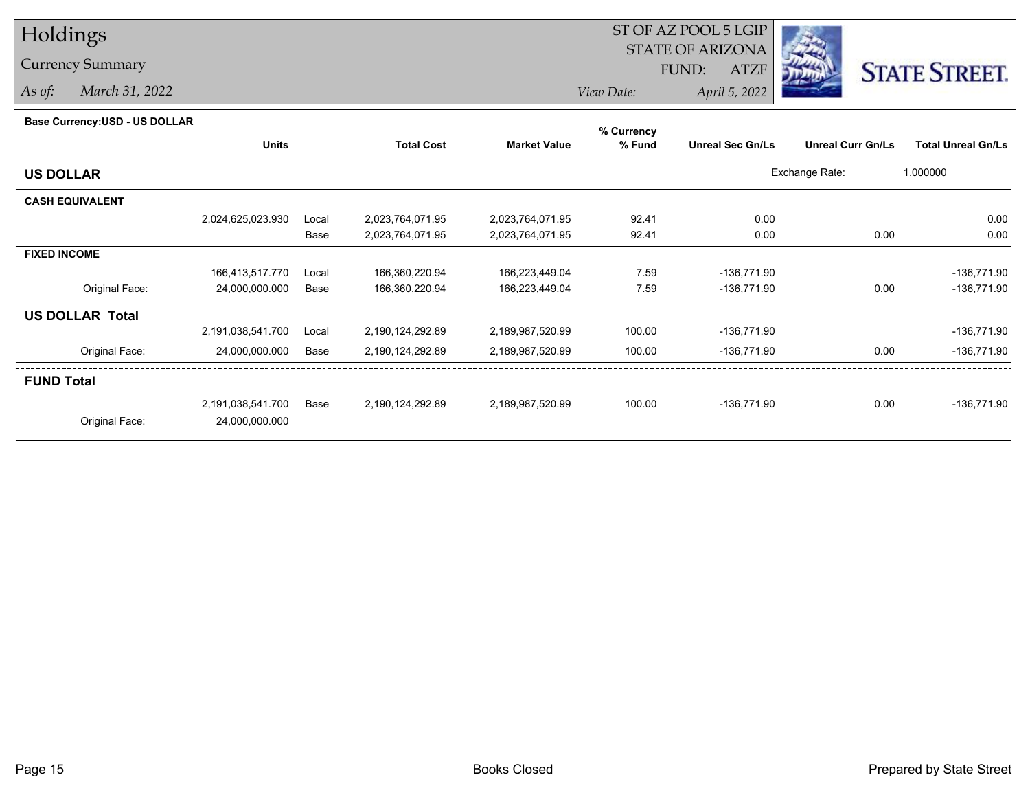# Holdings

## Currency Summary

*As of:* *March 31, 2022*

ST OF AZ POOL 5 LGIP
STATE OF ARIZONA
FUND: ATZF
*View Date:* *April 5, 2022*

STATE STREET.

**Base Currency:USD - US DOLLAR**

| | Units | | Total Cost | Market Value | % Currency % Fund | Unreal Sec Gn/Ls | Unreal Curr Gn/Ls | Total Unreal Gn/Ls |
|---|---|---|---|---|---|---|---|---|
| **US DOLLAR** | | | | | | | Exchange Rate: | 1.000000 |
| **CASH EQUIVALENT** | | | | | | | | |
| | 2,024,625,023.930 | Local | 2,023,764,071.95 | 2,023,764,071.95 | 92.41 | 0.00 | | 0.00 |
| | | Base | 2,023,764,071.95 | 2,023,764,071.95 | 92.41 | 0.00 | 0.00 | 0.00 |
| **FIXED INCOME** | | | | | | | | |
| | 166,413,517.770 | Local | 166,360,220.94 | 166,223,449.04 | 7.59 | -136,771.90 | | -136,771.90 |
| Original Face: | 24,000,000.000 | Base | 166,360,220.94 | 166,223,449.04 | 7.59 | -136,771.90 | 0.00 | -136,771.90 |
| **US DOLLAR Total** | | | | | | | | |
| | 2,191,038,541.700 | Local | 2,190,124,292.89 | 2,189,987,520.99 | 100.00 | -136,771.90 | | -136,771.90 |
| Original Face: | 24,000,000.000 | Base | 2,190,124,292.89 | 2,189,987,520.99 | 100.00 | -136,771.90 | 0.00 | -136,771.90 |
| **FUND Total** | | | | | | | | |
| | 2,191,038,541.700 | Base | 2,190,124,292.89 | 2,189,987,520.99 | 100.00 | -136,771.90 | 0.00 | -136,771.90 |
| Original Face: | 24,000,000.000 | | | | | | | |

Books Closed

Prepared by State Street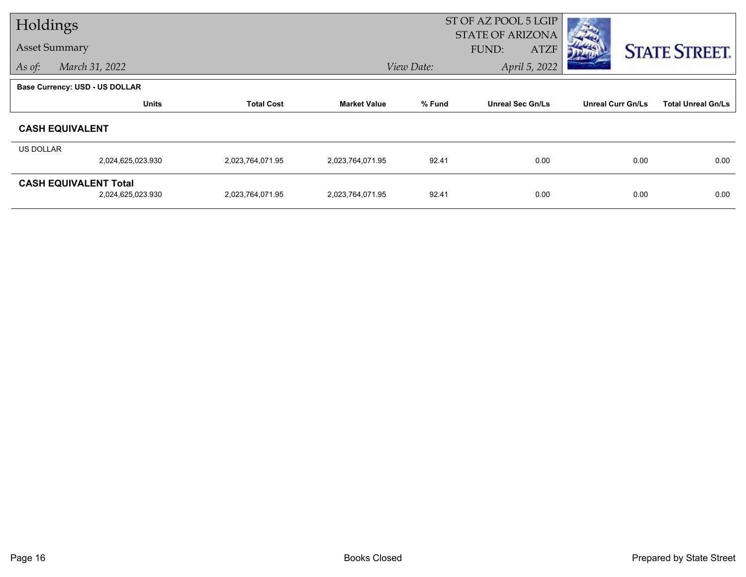# Holdings

Asset Summary

*As of:* March 31, 2022

ST OF AZ POOL 5 LGIP
STATE OF ARIZONA
FUND: ATZF

*View Date:* April 5, 2022

**Base Currency: USD - US DOLLAR**

| | Units | Total Cost | Market Value | % Fund | Unreal Sec Gn/Ls | Unreal Curr Gn/Ls | Total Unreal Gn/Ls |
|---|---|---|---|---|---|---|---|
| **CASH EQUIVALENT** | | | | | | | |
| US DOLLAR | 2,024,625,023.930 | 2,023,764,071.95 | 2,023,764,071.95 | 92.41 | 0.00 | 0.00 | 0.00 |
| **CASH EQUIVALENT Total** | 2,024,625,023.930 | 2,023,764,071.95 | 2,023,764,071.95 | 92.41 | 0.00 | 0.00 | 0.00 |

Books Closed

Prepared by State Street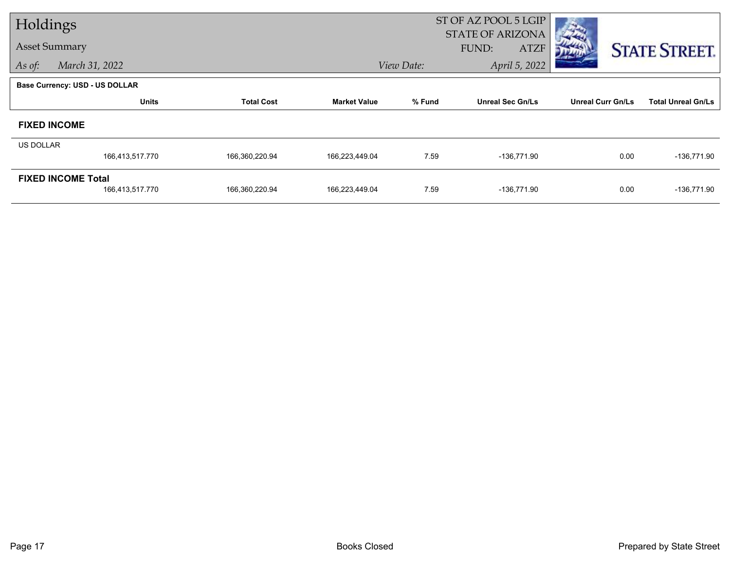# Holdings

## Asset Summary

*As of:* *March 31, 2022*

ST OF AZ POOL 5 LGIP
STATE OF ARIZONA
FUND: ATZF

*View Date:* *April 5, 2022*

**Base Currency: USD - US DOLLAR**

| | Units | Total Cost | Market Value | % Fund | Unreal Sec Gn/Ls | Unreal Curr Gn/Ls | Total Unreal Gn/Ls |
|---|---|---|---|---|---|---|---|
| **FIXED INCOME** | | | | | | | |
| US DOLLAR | 166,413,517.770 | 166,360,220.94 | 166,223,449.04 | 7.59 | -136,771.90 | 0.00 | -136,771.90 |
| **FIXED INCOME Total** | 166,413,517.770 | 166,360,220.94 | 166,223,449.04 | 7.59 | -136,771.90 | 0.00 | -136,771.90 |

Books Closed

Prepared by State Street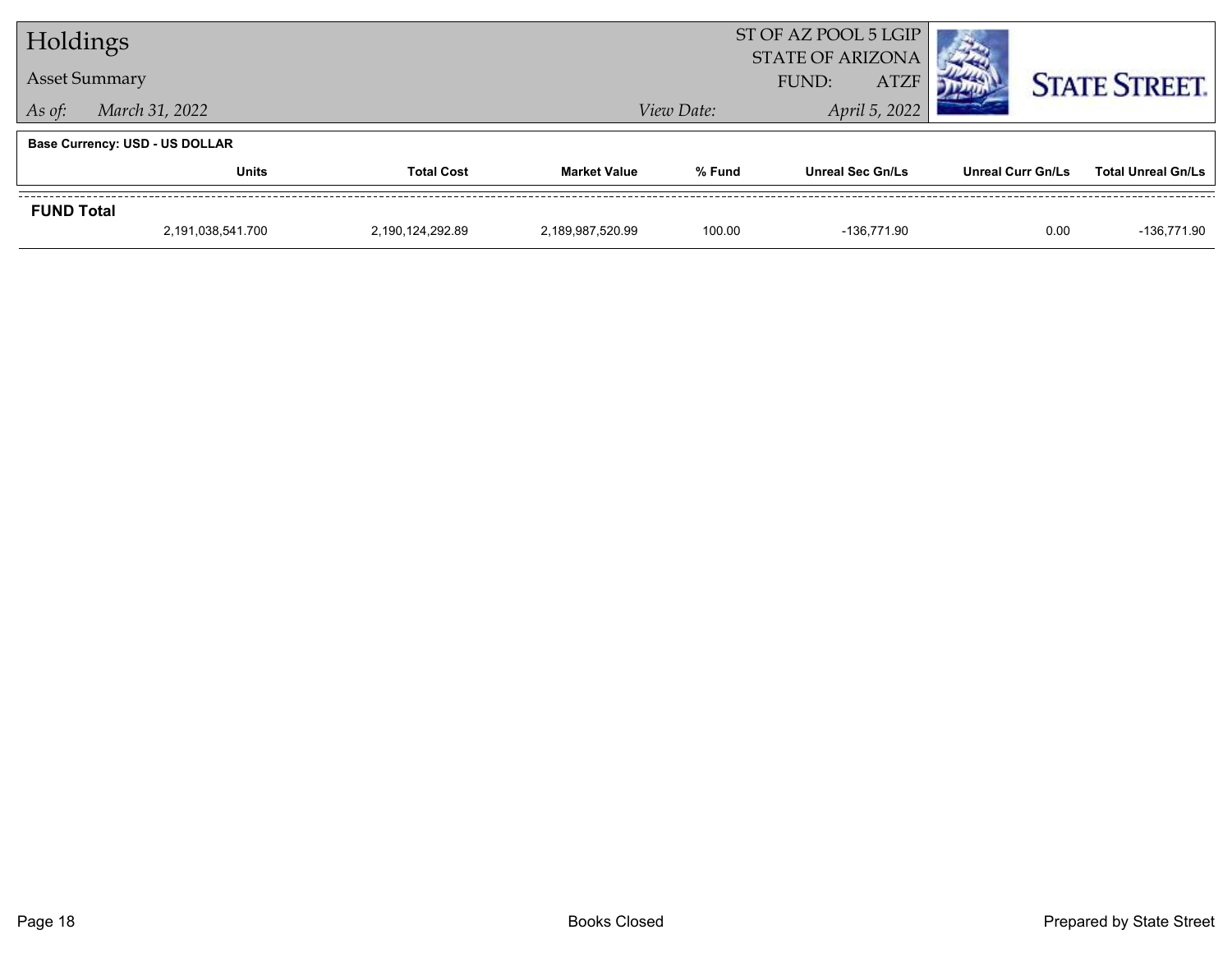# Holdings

## Asset Summary

*As of:* *March 31, 2022*

ST OF AZ POOL 5 LGIP
STATE OF ARIZONA
FUND: ATZF

*View Date:* *April 5, 2022*

STATE STREET.

**Base Currency: USD - US DOLLAR**

| | Units | Total Cost | Market Value | % Fund | Unreal Sec Gn/Ls | Unreal Curr Gn/Ls | Total Unreal Gn/Ls |
|---|---|---|---|---|---|---|---|
| **FUND Total** | | | | | | | |
| | 2,191,038,541.700 | 2,190,124,292.89 | 2,189,987,520.99 | 100.00 | -136,771.90 | 0.00 | -136,771.90 |

Books Closed

Prepared by State Street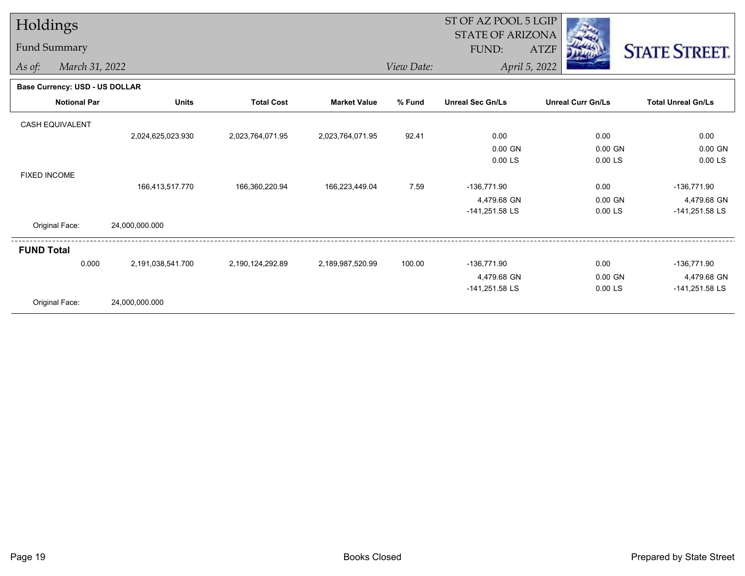# Holdings

## Fund Summary

*As of:* *March 31, 2022*

ST OF AZ POOL 5 LGIP
STATE OF ARIZONA
FUND: ATZF

*View Date:* *April 5, 2022*

STATE STREET.

**Base Currency: USD - US DOLLAR**

| Notional Par | Units | Total Cost | Market Value | % Fund | Unreal Sec Gn/Ls | Unreal Curr Gn/Ls | Total Unreal Gn/Ls |
|---|---|---|---|---|---|---|---|
| CASH EQUIVALENT | | | | | | | |
| | 2,024,625,023.930 | 2,023,764,071.95 | 2,023,764,071.95 | 92.41 | 0.00 | 0.00 | 0.00 |
| | | | | | 0.00 GN | 0.00 GN | 0.00 GN |
| | | | | | 0.00 LS | 0.00 LS | 0.00 LS |
| FIXED INCOME | | | | | | | |
| | 166,413,517.770 | 166,360,220.94 | 166,223,449.04 | 7.59 | -136,771.90 | 0.00 | -136,771.90 |
| | | | | | 4,479.68 GN | 0.00 GN | 4,479.68 GN |
| | | | | | -141,251.58 LS | 0.00 LS | -141,251.58 LS |
| Original Face: | 24,000,000.000 | | | | | | |
| **FUND Total** | | | | | | | |
| 0.000 | 2,191,038,541.700 | 2,190,124,292.89 | 2,189,987,520.99 | 100.00 | -136,771.90 | 0.00 | -136,771.90 |
| | | | | | 4,479.68 GN | 0.00 GN | 4,479.68 GN |
| | | | | | -141,251.58 LS | 0.00 LS | -141,251.58 LS |
| Original Face: | 24,000,000.000 | | | | | | |

Books Closed

Prepared by State Street